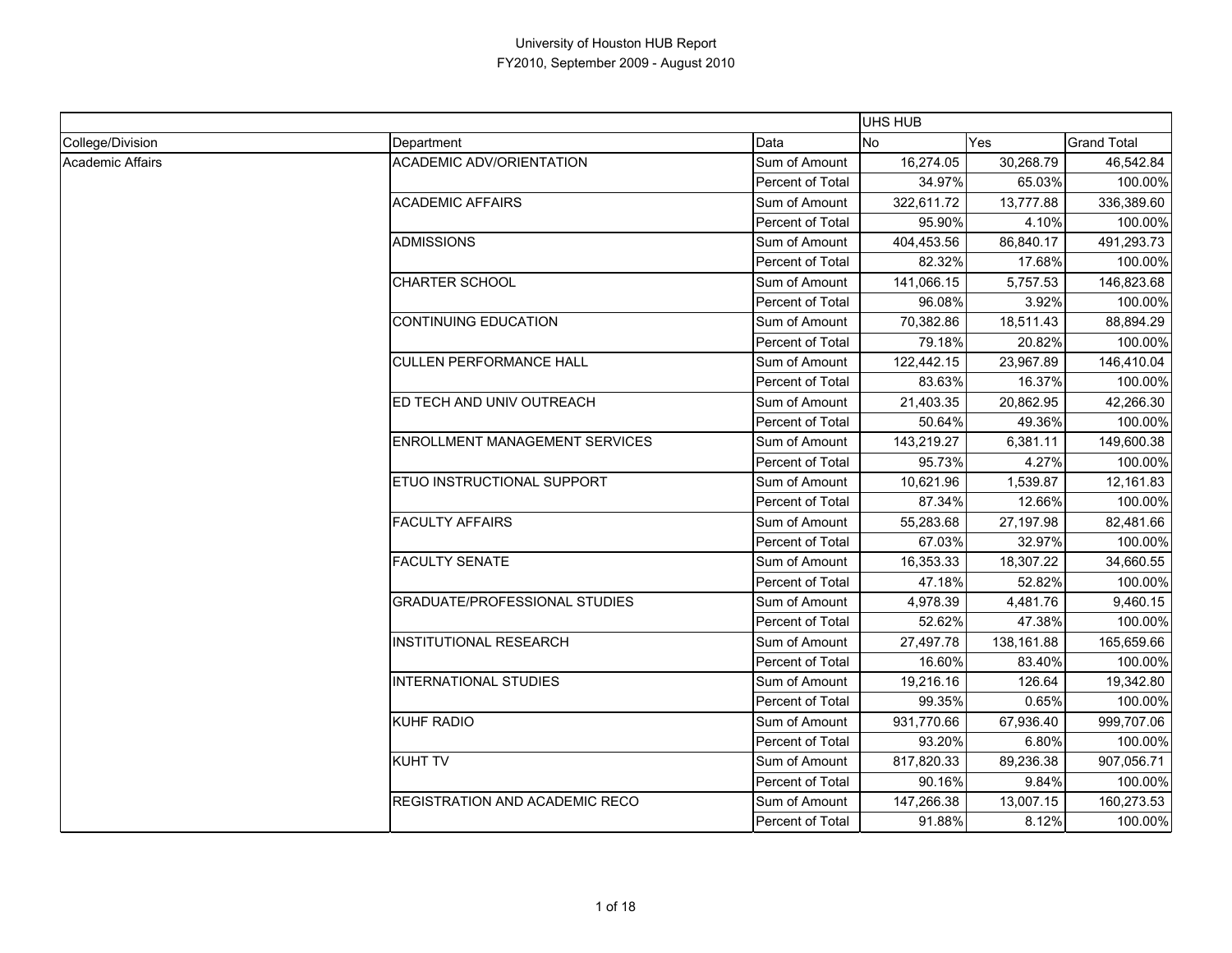# University of Houston HUB Report

## FY2010, September 2009 - August 2010

| | | | UHS HUB | | |
|---|---|---|---|---|---|
| College/Division | Department | Data | No | Yes | Grand Total |
| Academic Affairs | ACADEMIC ADV/ORIENTATION | Sum of Amount | 16,274.05 | 30,268.79 | 46,542.84 |
| | | Percent of Total | 34.97% | 65.03% | 100.00% |
| | ACADEMIC AFFAIRS | Sum of Amount | 322,611.72 | 13,777.88 | 336,389.60 |
| | | Percent of Total | 95.90% | 4.10% | 100.00% |
| | ADMISSIONS | Sum of Amount | 404,453.56 | 86,840.17 | 491,293.73 |
| | | Percent of Total | 82.32% | 17.68% | 100.00% |
| | CHARTER SCHOOL | Sum of Amount | 141,066.15 | 5,757.53 | 146,823.68 |
| | | Percent of Total | 96.08% | 3.92% | 100.00% |
| | CONTINUING EDUCATION | Sum of Amount | 70,382.86 | 18,511.43 | 88,894.29 |
| | | Percent of Total | 79.18% | 20.82% | 100.00% |
| | CULLEN PERFORMANCE HALL | Sum of Amount | 122,442.15 | 23,967.89 | 146,410.04 |
| | | Percent of Total | 83.63% | 16.37% | 100.00% |
| | ED TECH AND UNIV OUTREACH | Sum of Amount | 21,403.35 | 20,862.95 | 42,266.30 |
| | | Percent of Total | 50.64% | 49.36% | 100.00% |
| | ENROLLMENT MANAGEMENT SERVICES | Sum of Amount | 143,219.27 | 6,381.11 | 149,600.38 |
| | | Percent of Total | 95.73% | 4.27% | 100.00% |
| | ETUO INSTRUCTIONAL SUPPORT | Sum of Amount | 10,621.96 | 1,539.87 | 12,161.83 |
| | | Percent of Total | 87.34% | 12.66% | 100.00% |
| | FACULTY AFFAIRS | Sum of Amount | 55,283.68 | 27,197.98 | 82,481.66 |
| | | Percent of Total | 67.03% | 32.97% | 100.00% |
| | FACULTY SENATE | Sum of Amount | 16,353.33 | 18,307.22 | 34,660.55 |
| | | Percent of Total | 47.18% | 52.82% | 100.00% |
| | GRADUATE/PROFESSIONAL STUDIES | Sum of Amount | 4,978.39 | 4,481.76 | 9,460.15 |
| | | Percent of Total | 52.62% | 47.38% | 100.00% |
| | INSTITUTIONAL RESEARCH | Sum of Amount | 27,497.78 | 138,161.88 | 165,659.66 |
| | | Percent of Total | 16.60% | 83.40% | 100.00% |
| | INTERNATIONAL STUDIES | Sum of Amount | 19,216.16 | 126.64 | 19,342.80 |
| | | Percent of Total | 99.35% | 0.65% | 100.00% |
| | KUHF RADIO | Sum of Amount | 931,770.66 | 67,936.40 | 999,707.06 |
| | | Percent of Total | 93.20% | 6.80% | 100.00% |
| | KUHT TV | Sum of Amount | 817,820.33 | 89,236.38 | 907,056.71 |
| | | Percent of Total | 90.16% | 9.84% | 100.00% |
| | REGISTRATION AND ACADEMIC RECO | Sum of Amount | 147,266.38 | 13,007.15 | 160,273.53 |
| | | Percent of Total | 91.88% | 8.12% | 100.00% |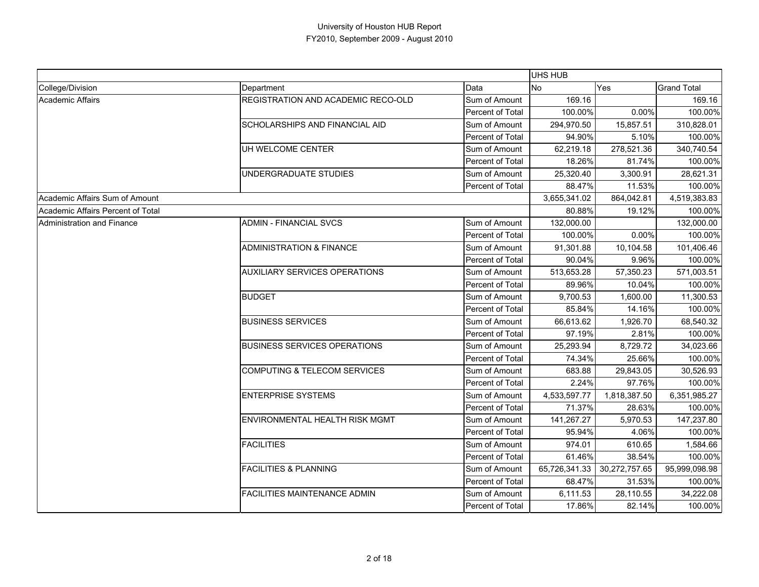# University of Houston HUB Report
## FY2010, September 2009 - August 2010

| | | | UHS HUB | | |
|---|---|---|---|---|---|
| College/Division | Department | Data | No | Yes | Grand Total |
| Academic Affairs | REGISTRATION AND ACADEMIC RECO-OLD | Sum of Amount | 169.16 | | 169.16 |
| | | Percent of Total | 100.00% | 0.00% | 100.00% |
| | SCHOLARSHIPS AND FINANCIAL AID | Sum of Amount | 294,970.50 | 15,857.51 | 310,828.01 |
| | | Percent of Total | 94.90% | 5.10% | 100.00% |
| | UH WELCOME CENTER | Sum of Amount | 62,219.18 | 278,521.36 | 340,740.54 |
| | | Percent of Total | 18.26% | 81.74% | 100.00% |
| | UNDERGRADUATE STUDIES | Sum of Amount | 25,320.40 | 3,300.91 | 28,621.31 |
| | | Percent of Total | 88.47% | 11.53% | 100.00% |
| Academic Affairs Sum of Amount | | | 3,655,341.02 | 864,042.81 | 4,519,383.83 |
| Academic Affairs Percent of Total | | | 80.88% | 19.12% | 100.00% |
| Administration and Finance | ADMIN - FINANCIAL SVCS | Sum of Amount | 132,000.00 | | 132,000.00 |
| | | Percent of Total | 100.00% | 0.00% | 100.00% |
| | ADMINISTRATION & FINANCE | Sum of Amount | 91,301.88 | 10,104.58 | 101,406.46 |
| | | Percent of Total | 90.04% | 9.96% | 100.00% |
| | AUXILIARY SERVICES OPERATIONS | Sum of Amount | 513,653.28 | 57,350.23 | 571,003.51 |
| | | Percent of Total | 89.96% | 10.04% | 100.00% |
| | BUDGET | Sum of Amount | 9,700.53 | 1,600.00 | 11,300.53 |
| | | Percent of Total | 85.84% | 14.16% | 100.00% |
| | BUSINESS SERVICES | Sum of Amount | 66,613.62 | 1,926.70 | 68,540.32 |
| | | Percent of Total | 97.19% | 2.81% | 100.00% |
| | BUSINESS SERVICES OPERATIONS | Sum of Amount | 25,293.94 | 8,729.72 | 34,023.66 |
| | | Percent of Total | 74.34% | 25.66% | 100.00% |
| | COMPUTING & TELECOM SERVICES | Sum of Amount | 683.88 | 29,843.05 | 30,526.93 |
| | | Percent of Total | 2.24% | 97.76% | 100.00% |
| | ENTERPRISE SYSTEMS | Sum of Amount | 4,533,597.77 | 1,818,387.50 | 6,351,985.27 |
| | | Percent of Total | 71.37% | 28.63% | 100.00% |
| | ENVIRONMENTAL HEALTH RISK MGMT | Sum of Amount | 141,267.27 | 5,970.53 | 147,237.80 |
| | | Percent of Total | 95.94% | 4.06% | 100.00% |
| | FACILITIES | Sum of Amount | 974.01 | 610.65 | 1,584.66 |
| | | Percent of Total | 61.46% | 38.54% | 100.00% |
| | FACILITIES & PLANNING | Sum of Amount | 65,726,341.33 | 30,272,757.65 | 95,999,098.98 |
| | | Percent of Total | 68.47% | 31.53% | 100.00% |
| | FACILITIES MAINTENANCE ADMIN | Sum of Amount | 6,111.53 | 28,110.55 | 34,222.08 |
| | | Percent of Total | 17.86% | 82.14% | 100.00% |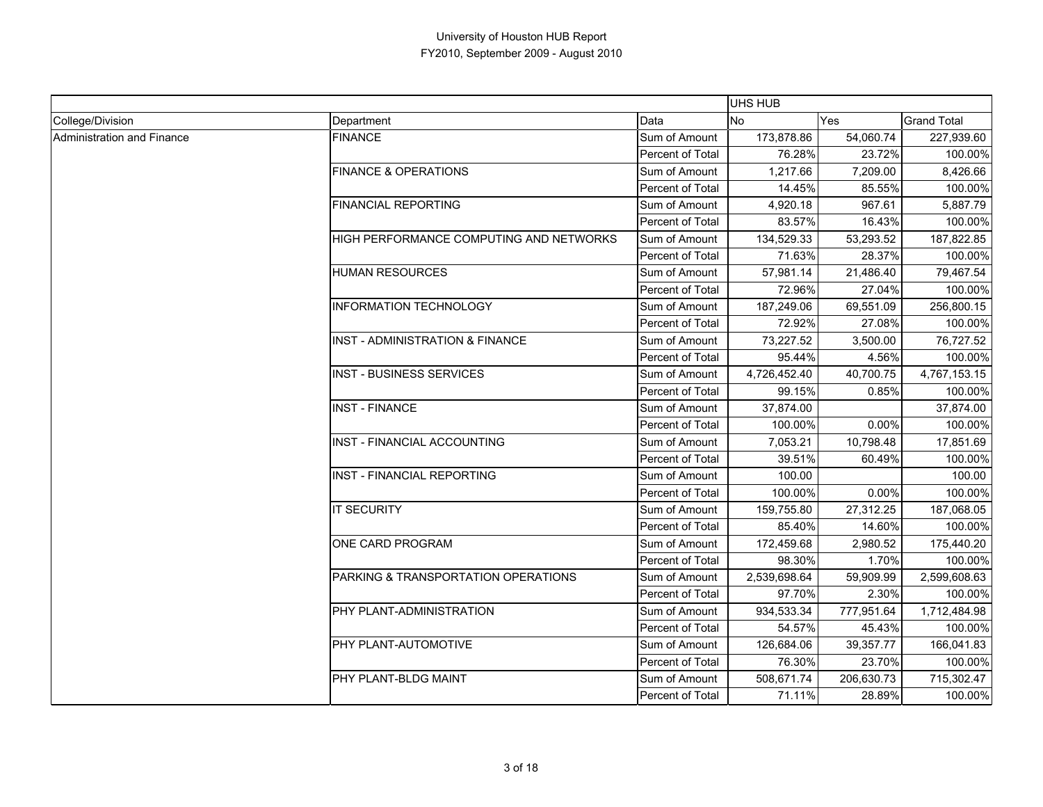University of Houston HUB Report
FY2010, September 2009 - August 2010

| | | | UHS HUB | | |
|---|---|---|---|---|---|
| College/Division | Department | Data | No | Yes | Grand Total |
| Administration and Finance | FINANCE | Sum of Amount | 173,878.86 | 54,060.74 | 227,939.60 |
| | | Percent of Total | 76.28% | 23.72% | 100.00% |
| | FINANCE & OPERATIONS | Sum of Amount | 1,217.66 | 7,209.00 | 8,426.66 |
| | | Percent of Total | 14.45% | 85.55% | 100.00% |
| | FINANCIAL REPORTING | Sum of Amount | 4,920.18 | 967.61 | 5,887.79 |
| | | Percent of Total | 83.57% | 16.43% | 100.00% |
| | HIGH PERFORMANCE COMPUTING AND NETWORKS | Sum of Amount | 134,529.33 | 53,293.52 | 187,822.85 |
| | | Percent of Total | 71.63% | 28.37% | 100.00% |
| | HUMAN RESOURCES | Sum of Amount | 57,981.14 | 21,486.40 | 79,467.54 |
| | | Percent of Total | 72.96% | 27.04% | 100.00% |
| | INFORMATION TECHNOLOGY | Sum of Amount | 187,249.06 | 69,551.09 | 256,800.15 |
| | | Percent of Total | 72.92% | 27.08% | 100.00% |
| | INST - ADMINISTRATION & FINANCE | Sum of Amount | 73,227.52 | 3,500.00 | 76,727.52 |
| | | Percent of Total | 95.44% | 4.56% | 100.00% |
| | INST - BUSINESS SERVICES | Sum of Amount | 4,726,452.40 | 40,700.75 | 4,767,153.15 |
| | | Percent of Total | 99.15% | 0.85% | 100.00% |
| | INST - FINANCE | Sum of Amount | 37,874.00 | | 37,874.00 |
| | | Percent of Total | 100.00% | 0.00% | 100.00% |
| | INST - FINANCIAL ACCOUNTING | Sum of Amount | 7,053.21 | 10,798.48 | 17,851.69 |
| | | Percent of Total | 39.51% | 60.49% | 100.00% |
| | INST - FINANCIAL REPORTING | Sum of Amount | 100.00 | | 100.00 |
| | | Percent of Total | 100.00% | 0.00% | 100.00% |
| | IT SECURITY | Sum of Amount | 159,755.80 | 27,312.25 | 187,068.05 |
| | | Percent of Total | 85.40% | 14.60% | 100.00% |
| | ONE CARD PROGRAM | Sum of Amount | 172,459.68 | 2,980.52 | 175,440.20 |
| | | Percent of Total | 98.30% | 1.70% | 100.00% |
| | PARKING & TRANSPORTATION OPERATIONS | Sum of Amount | 2,539,698.64 | 59,909.99 | 2,599,608.63 |
| | | Percent of Total | 97.70% | 2.30% | 100.00% |
| | PHY PLANT-ADMINISTRATION | Sum of Amount | 934,533.34 | 777,951.64 | 1,712,484.98 |
| | | Percent of Total | 54.57% | 45.43% | 100.00% |
| | PHY PLANT-AUTOMOTIVE | Sum of Amount | 126,684.06 | 39,357.77 | 166,041.83 |
| | | Percent of Total | 76.30% | 23.70% | 100.00% |
| | PHY PLANT-BLDG MAINT | Sum of Amount | 508,671.74 | 206,630.73 | 715,302.47 |
| | | Percent of Total | 71.11% | 28.89% | 100.00% |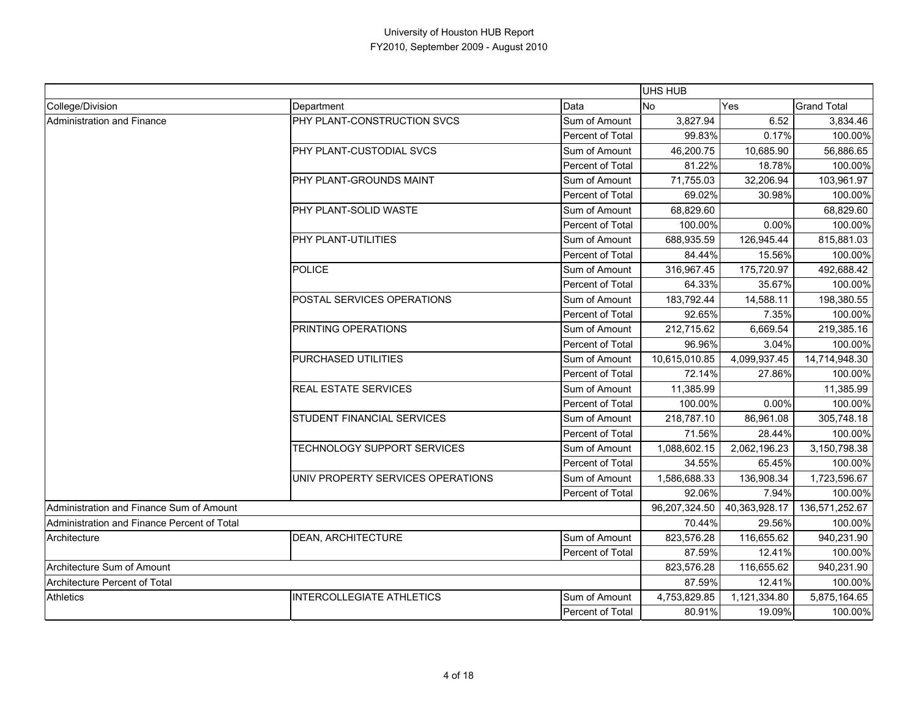# University of Houston HUB Report
## FY2010, September 2009 - August 2010

| | | | UHS HUB | | |
|---|---|---|---|---|---|
| College/Division | Department | Data | No | Yes | Grand Total |
| Administration and Finance | PHY PLANT-CONSTRUCTION SVCS | Sum of Amount | 3,827.94 | 6.52 | 3,834.46 |
| | | Percent of Total | 99.83% | 0.17% | 100.00% |
| | PHY PLANT-CUSTODIAL SVCS | Sum of Amount | 46,200.75 | 10,685.90 | 56,886.65 |
| | | Percent of Total | 81.22% | 18.78% | 100.00% |
| | PHY PLANT-GROUNDS MAINT | Sum of Amount | 71,755.03 | 32,206.94 | 103,961.97 |
| | | Percent of Total | 69.02% | 30.98% | 100.00% |
| | PHY PLANT-SOLID WASTE | Sum of Amount | 68,829.60 | | 68,829.60 |
| | | Percent of Total | 100.00% | 0.00% | 100.00% |
| | PHY PLANT-UTILITIES | Sum of Amount | 688,935.59 | 126,945.44 | 815,881.03 |
| | | Percent of Total | 84.44% | 15.56% | 100.00% |
| | POLICE | Sum of Amount | 316,967.45 | 175,720.97 | 492,688.42 |
| | | Percent of Total | 64.33% | 35.67% | 100.00% |
| | POSTAL SERVICES OPERATIONS | Sum of Amount | 183,792.44 | 14,588.11 | 198,380.55 |
| | | Percent of Total | 92.65% | 7.35% | 100.00% |
| | PRINTING OPERATIONS | Sum of Amount | 212,715.62 | 6,669.54 | 219,385.16 |
| | | Percent of Total | 96.96% | 3.04% | 100.00% |
| | PURCHASED UTILITIES | Sum of Amount | 10,615,010.85 | 4,099,937.45 | 14,714,948.30 |
| | | Percent of Total | 72.14% | 27.86% | 100.00% |
| | REAL ESTATE SERVICES | Sum of Amount | 11,385.99 | | 11,385.99 |
| | | Percent of Total | 100.00% | 0.00% | 100.00% |
| | STUDENT FINANCIAL SERVICES | Sum of Amount | 218,787.10 | 86,961.08 | 305,748.18 |
| | | Percent of Total | 71.56% | 28.44% | 100.00% |
| | TECHNOLOGY SUPPORT SERVICES | Sum of Amount | 1,088,602.15 | 2,062,196.23 | 3,150,798.38 |
| | | Percent of Total | 34.55% | 65.45% | 100.00% |
| | UNIV PROPERTY SERVICES OPERATIONS | Sum of Amount | 1,586,688.33 | 136,908.34 | 1,723,596.67 |
| | | Percent of Total | 92.06% | 7.94% | 100.00% |
| Administration and Finance Sum of Amount | | | 96,207,324.50 | 40,363,928.17 | 136,571,252.67 |
| Administration and Finance Percent of Total | | | 70.44% | 29.56% | 100.00% |
| Architecture | DEAN, ARCHITECTURE | Sum of Amount | 823,576.28 | 116,655.62 | 940,231.90 |
| | | Percent of Total | 87.59% | 12.41% | 100.00% |
| Architecture Sum of Amount | | | 823,576.28 | 116,655.62 | 940,231.90 |
| Architecture Percent of Total | | | 87.59% | 12.41% | 100.00% |
| Athletics | INTERCOLLEGIATE ATHLETICS | Sum of Amount | 4,753,829.85 | 1,121,334.80 | 5,875,164.65 |
| | | Percent of Total | 80.91% | 19.09% | 100.00% |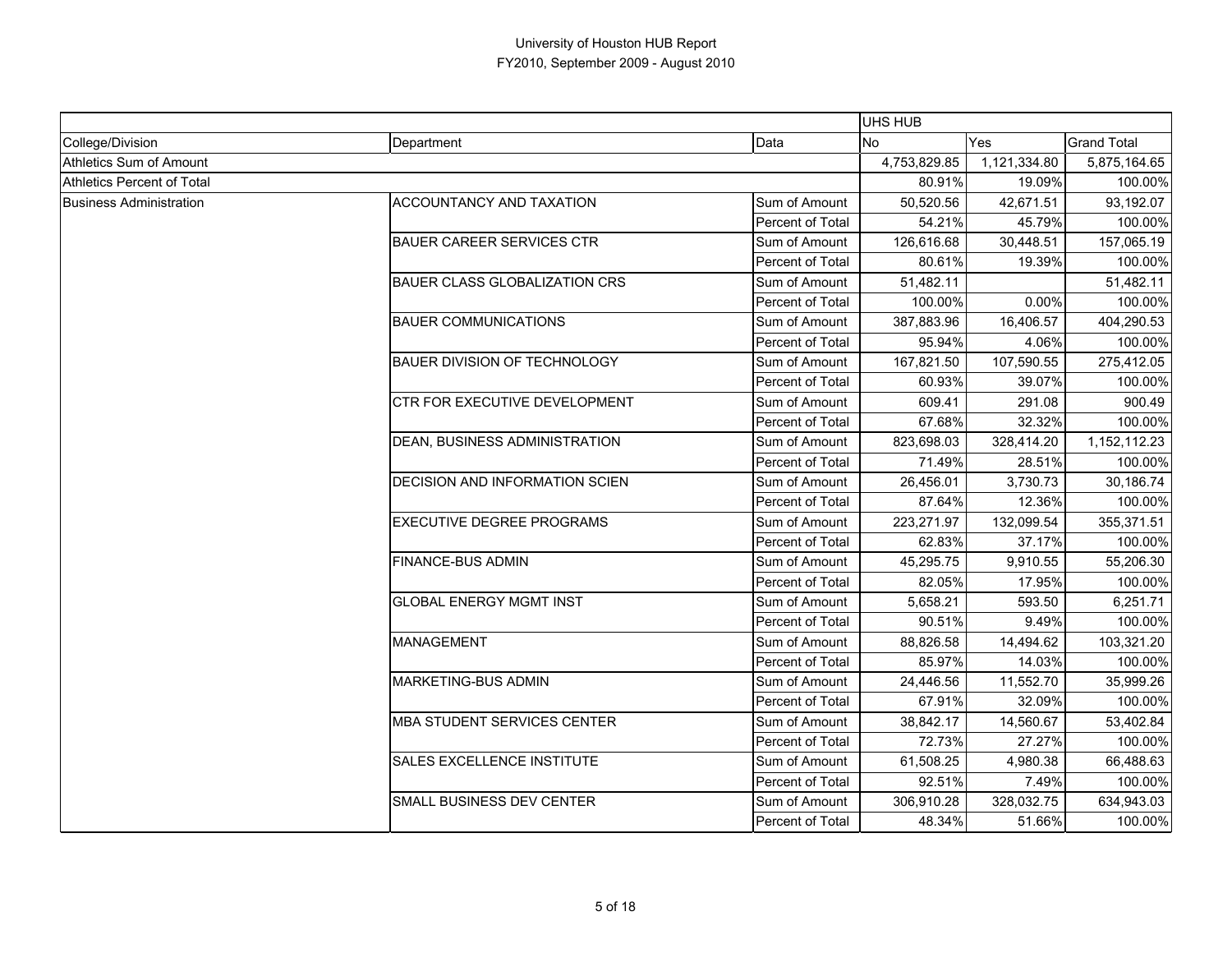University of Houston HUB Report
FY2010, September 2009 - August 2010

| | | | UHS HUB | | |
|---|---|---|---|---|---|
| College/Division | Department | Data | No | Yes | Grand Total |
| Athletics Sum of Amount | | | 4,753,829.85 | 1,121,334.80 | 5,875,164.65 |
| Athletics Percent of Total | | | 80.91% | 19.09% | 100.00% |
| Business Administration | ACCOUNTANCY AND TAXATION | Sum of Amount | 50,520.56 | 42,671.51 | 93,192.07 |
| | | Percent of Total | 54.21% | 45.79% | 100.00% |
| | BAUER CAREER SERVICES CTR | Sum of Amount | 126,616.68 | 30,448.51 | 157,065.19 |
| | | Percent of Total | 80.61% | 19.39% | 100.00% |
| | BAUER CLASS GLOBALIZATION CRS | Sum of Amount | 51,482.11 | | 51,482.11 |
| | | Percent of Total | 100.00% | 0.00% | 100.00% |
| | BAUER COMMUNICATIONS | Sum of Amount | 387,883.96 | 16,406.57 | 404,290.53 |
| | | Percent of Total | 95.94% | 4.06% | 100.00% |
| | BAUER DIVISION OF TECHNOLOGY | Sum of Amount | 167,821.50 | 107,590.55 | 275,412.05 |
| | | Percent of Total | 60.93% | 39.07% | 100.00% |
| | CTR FOR EXECUTIVE DEVELOPMENT | Sum of Amount | 609.41 | 291.08 | 900.49 |
| | | Percent of Total | 67.68% | 32.32% | 100.00% |
| | DEAN, BUSINESS ADMINISTRATION | Sum of Amount | 823,698.03 | 328,414.20 | 1,152,112.23 |
| | | Percent of Total | 71.49% | 28.51% | 100.00% |
| | DECISION AND INFORMATION SCIEN | Sum of Amount | 26,456.01 | 3,730.73 | 30,186.74 |
| | | Percent of Total | 87.64% | 12.36% | 100.00% |
| | EXECUTIVE DEGREE PROGRAMS | Sum of Amount | 223,271.97 | 132,099.54 | 355,371.51 |
| | | Percent of Total | 62.83% | 37.17% | 100.00% |
| | FINANCE-BUS ADMIN | Sum of Amount | 45,295.75 | 9,910.55 | 55,206.30 |
| | | Percent of Total | 82.05% | 17.95% | 100.00% |
| | GLOBAL ENERGY MGMT INST | Sum of Amount | 5,658.21 | 593.50 | 6,251.71 |
| | | Percent of Total | 90.51% | 9.49% | 100.00% |
| | MANAGEMENT | Sum of Amount | 88,826.58 | 14,494.62 | 103,321.20 |
| | | Percent of Total | 85.97% | 14.03% | 100.00% |
| | MARKETING-BUS ADMIN | Sum of Amount | 24,446.56 | 11,552.70 | 35,999.26 |
| | | Percent of Total | 67.91% | 32.09% | 100.00% |
| | MBA STUDENT SERVICES CENTER | Sum of Amount | 38,842.17 | 14,560.67 | 53,402.84 |
| | | Percent of Total | 72.73% | 27.27% | 100.00% |
| | SALES EXCELLENCE INSTITUTE | Sum of Amount | 61,508.25 | 4,980.38 | 66,488.63 |
| | | Percent of Total | 92.51% | 7.49% | 100.00% |
| | SMALL BUSINESS DEV CENTER | Sum of Amount | 306,910.28 | 328,032.75 | 634,943.03 |
| | | Percent of Total | 48.34% | 51.66% | 100.00% |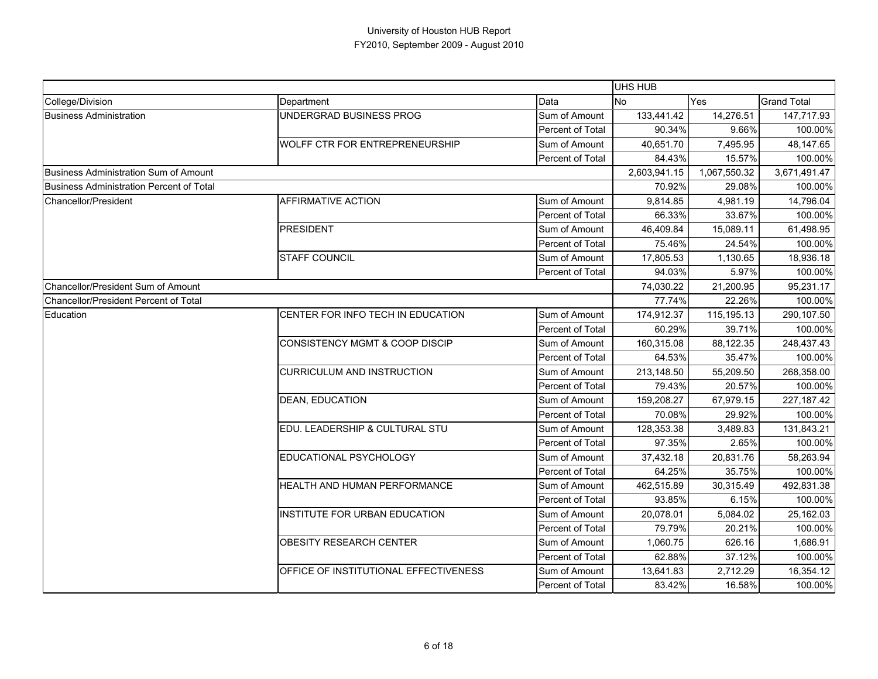# University of Houston HUB Report
## FY2010, September 2009 - August 2010

| | | | UHS HUB | | |
|---|---|---|---|---|---|
| College/Division | Department | Data | No | Yes | Grand Total |
| Business Administration | UNDERGRAD BUSINESS PROG | Sum of Amount | 133,441.42 | 14,276.51 | 147,717.93 |
| | | Percent of Total | 90.34% | 9.66% | 100.00% |
| | WOLFF CTR FOR ENTREPRENEURSHIP | Sum of Amount | 40,651.70 | 7,495.95 | 48,147.65 |
| | | Percent of Total | 84.43% | 15.57% | 100.00% |
| Business Administration Sum of Amount | | | 2,603,941.15 | 1,067,550.32 | 3,671,491.47 |
| Business Administration Percent of Total | | | 70.92% | 29.08% | 100.00% |
| Chancellor/President | AFFIRMATIVE ACTION | Sum of Amount | 9,814.85 | 4,981.19 | 14,796.04 |
| | | Percent of Total | 66.33% | 33.67% | 100.00% |
| | PRESIDENT | Sum of Amount | 46,409.84 | 15,089.11 | 61,498.95 |
| | | Percent of Total | 75.46% | 24.54% | 100.00% |
| | STAFF COUNCIL | Sum of Amount | 17,805.53 | 1,130.65 | 18,936.18 |
| | | Percent of Total | 94.03% | 5.97% | 100.00% |
| Chancellor/President Sum of Amount | | | 74,030.22 | 21,200.95 | 95,231.17 |
| Chancellor/President Percent of Total | | | 77.74% | 22.26% | 100.00% |
| Education | CENTER FOR INFO TECH IN EDUCATION | Sum of Amount | 174,912.37 | 115,195.13 | 290,107.50 |
| | | Percent of Total | 60.29% | 39.71% | 100.00% |
| | CONSISTENCY MGMT & COOP DISCIP | Sum of Amount | 160,315.08 | 88,122.35 | 248,437.43 |
| | | Percent of Total | 64.53% | 35.47% | 100.00% |
| | CURRICULUM AND INSTRUCTION | Sum of Amount | 213,148.50 | 55,209.50 | 268,358.00 |
| | | Percent of Total | 79.43% | 20.57% | 100.00% |
| | DEAN, EDUCATION | Sum of Amount | 159,208.27 | 67,979.15 | 227,187.42 |
| | | Percent of Total | 70.08% | 29.92% | 100.00% |
| | EDU. LEADERSHIP & CULTURAL STU | Sum of Amount | 128,353.38 | 3,489.83 | 131,843.21 |
| | | Percent of Total | 97.35% | 2.65% | 100.00% |
| | EDUCATIONAL PSYCHOLOGY | Sum of Amount | 37,432.18 | 20,831.76 | 58,263.94 |
| | | Percent of Total | 64.25% | 35.75% | 100.00% |
| | HEALTH AND HUMAN PERFORMANCE | Sum of Amount | 462,515.89 | 30,315.49 | 492,831.38 |
| | | Percent of Total | 93.85% | 6.15% | 100.00% |
| | INSTITUTE FOR URBAN EDUCATION | Sum of Amount | 20,078.01 | 5,084.02 | 25,162.03 |
| | | Percent of Total | 79.79% | 20.21% | 100.00% |
| | OBESITY RESEARCH CENTER | Sum of Amount | 1,060.75 | 626.16 | 1,686.91 |
| | | Percent of Total | 62.88% | 37.12% | 100.00% |
| | OFFICE OF INSTITUTIONAL EFFECTIVENESS | Sum of Amount | 13,641.83 | 2,712.29 | 16,354.12 |
| | | Percent of Total | 83.42% | 16.58% | 100.00% |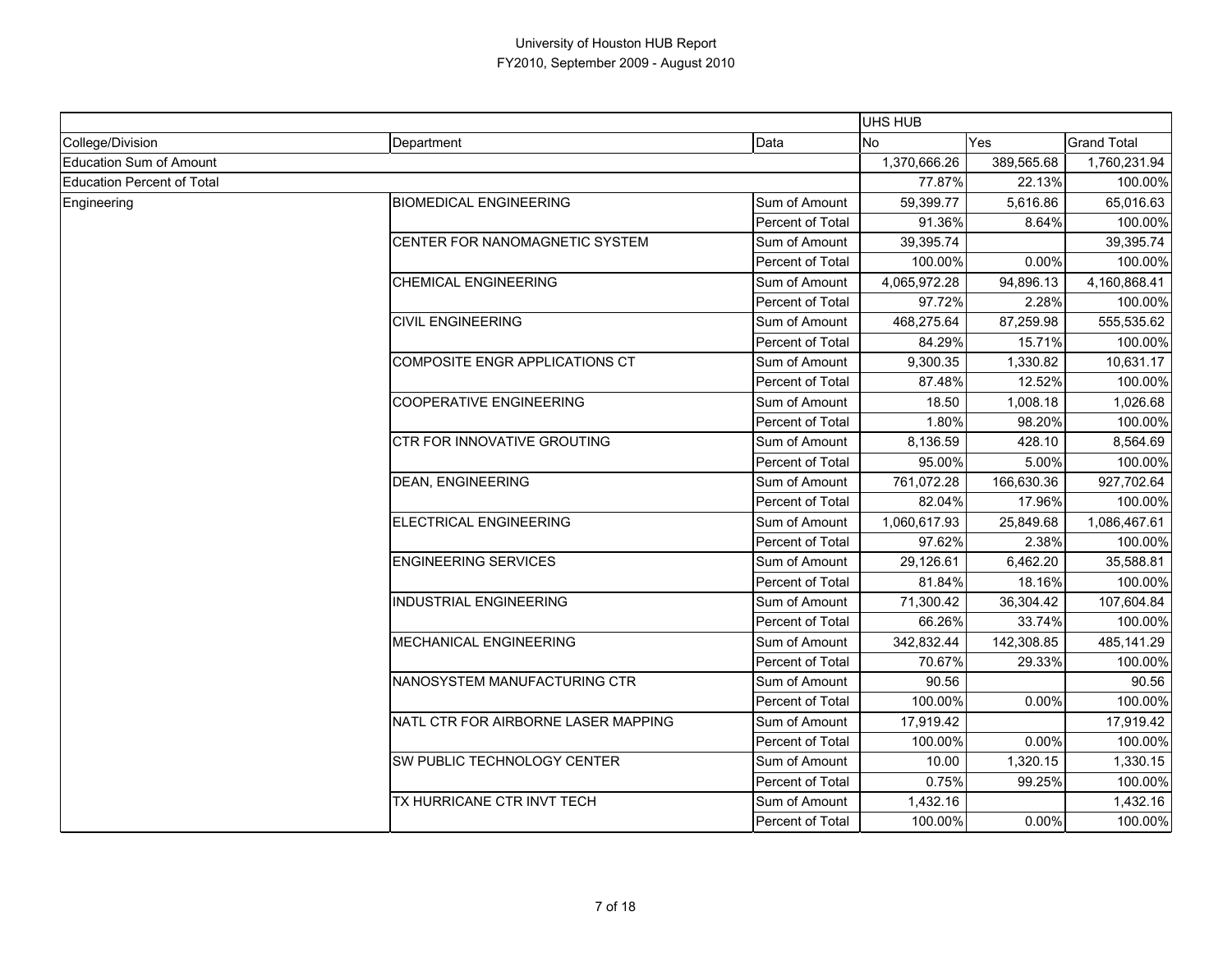# University of Houston HUB Report
## FY2010, September 2009 - August 2010

| | | | UHS HUB | | |
|---|---|---|---|---|---|
| College/Division | Department | Data | No | Yes | Grand Total |
| Education Sum of Amount | | | 1,370,666.26 | 389,565.68 | 1,760,231.94 |
| Education Percent of Total | | | 77.87% | 22.13% | 100.00% |
| Engineering | BIOMEDICAL ENGINEERING | Sum of Amount | 59,399.77 | 5,616.86 | 65,016.63 |
| | | Percent of Total | 91.36% | 8.64% | 100.00% |
| | CENTER FOR NANOMAGNETIC SYSTEM | Sum of Amount | 39,395.74 | | 39,395.74 |
| | | Percent of Total | 100.00% | 0.00% | 100.00% |
| | CHEMICAL ENGINEERING | Sum of Amount | 4,065,972.28 | 94,896.13 | 4,160,868.41 |
| | | Percent of Total | 97.72% | 2.28% | 100.00% |
| | CIVIL ENGINEERING | Sum of Amount | 468,275.64 | 87,259.98 | 555,535.62 |
| | | Percent of Total | 84.29% | 15.71% | 100.00% |
| | COMPOSITE ENGR APPLICATIONS CT | Sum of Amount | 9,300.35 | 1,330.82 | 10,631.17 |
| | | Percent of Total | 87.48% | 12.52% | 100.00% |
| | COOPERATIVE ENGINEERING | Sum of Amount | 18.50 | 1,008.18 | 1,026.68 |
| | | Percent of Total | 1.80% | 98.20% | 100.00% |
| | CTR FOR INNOVATIVE GROUTING | Sum of Amount | 8,136.59 | 428.10 | 8,564.69 |
| | | Percent of Total | 95.00% | 5.00% | 100.00% |
| | DEAN, ENGINEERING | Sum of Amount | 761,072.28 | 166,630.36 | 927,702.64 |
| | | Percent of Total | 82.04% | 17.96% | 100.00% |
| | ELECTRICAL ENGINEERING | Sum of Amount | 1,060,617.93 | 25,849.68 | 1,086,467.61 |
| | | Percent of Total | 97.62% | 2.38% | 100.00% |
| | ENGINEERING SERVICES | Sum of Amount | 29,126.61 | 6,462.20 | 35,588.81 |
| | | Percent of Total | 81.84% | 18.16% | 100.00% |
| | INDUSTRIAL ENGINEERING | Sum of Amount | 71,300.42 | 36,304.42 | 107,604.84 |
| | | Percent of Total | 66.26% | 33.74% | 100.00% |
| | MECHANICAL ENGINEERING | Sum of Amount | 342,832.44 | 142,308.85 | 485,141.29 |
| | | Percent of Total | 70.67% | 29.33% | 100.00% |
| | NANOSYSTEM MANUFACTURING CTR | Sum of Amount | 90.56 | | 90.56 |
| | | Percent of Total | 100.00% | 0.00% | 100.00% |
| | NATL CTR FOR AIRBORNE LASER MAPPING | Sum of Amount | 17,919.42 | | 17,919.42 |
| | | Percent of Total | 100.00% | 0.00% | 100.00% |
| | SW PUBLIC TECHNOLOGY CENTER | Sum of Amount | 10.00 | 1,320.15 | 1,330.15 |
| | | Percent of Total | 0.75% | 99.25% | 100.00% |
| | TX HURRICANE CTR INVT TECH | Sum of Amount | 1,432.16 | | 1,432.16 |
| | | Percent of Total | 100.00% | 0.00% | 100.00% |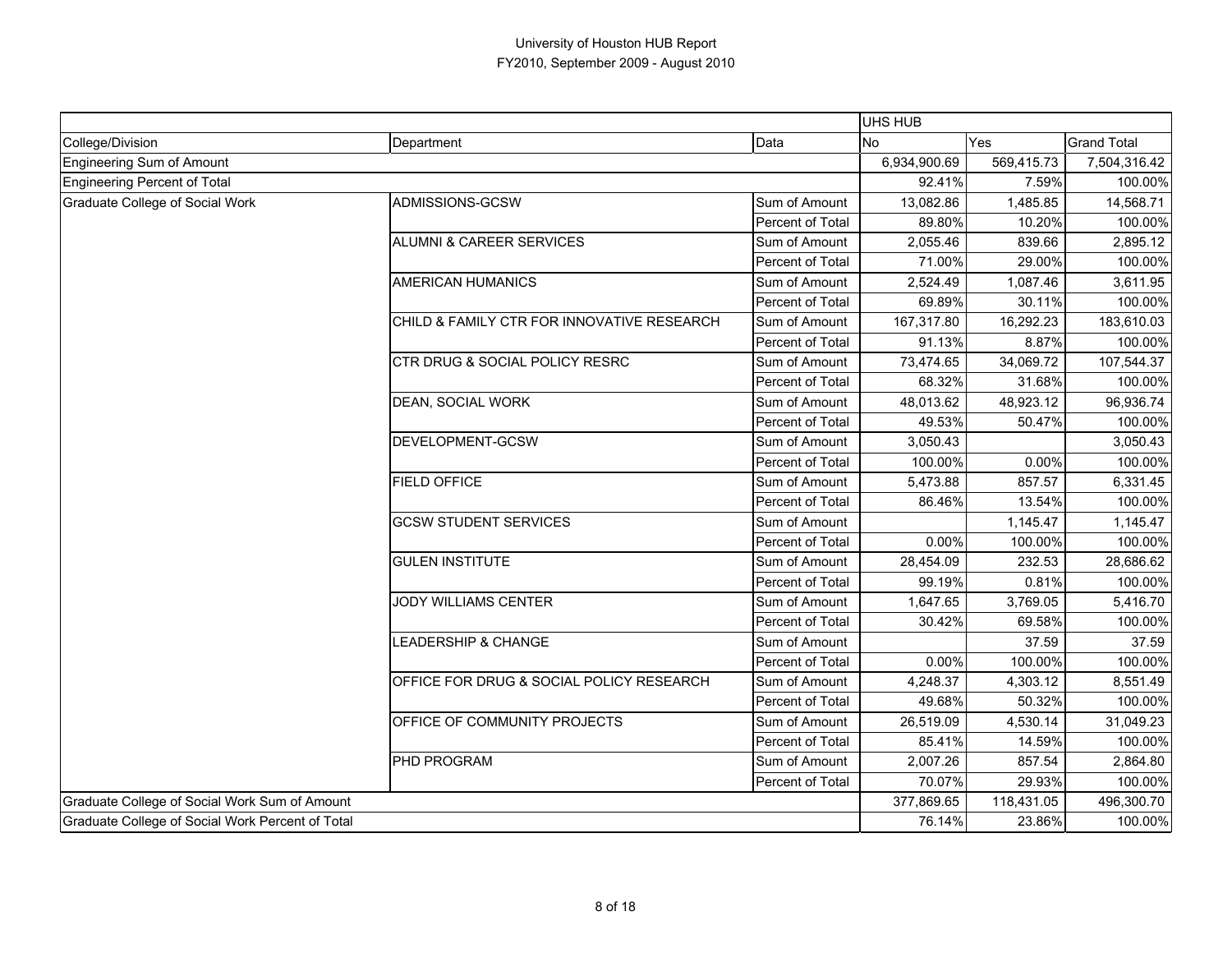University of Houston HUB Report
FY2010, September 2009 - August 2010

| | | | UHS HUB | | |
|---|---|---|---|---|---|
| College/Division | Department | Data | No | Yes | Grand Total |
| Engineering Sum of Amount | | | 6,934,900.69 | 569,415.73 | 7,504,316.42 |
| Engineering Percent of Total | | | 92.41% | 7.59% | 100.00% |
| Graduate College of Social Work | ADMISSIONS-GCSW | Sum of Amount | 13,082.86 | 1,485.85 | 14,568.71 |
| | | Percent of Total | 89.80% | 10.20% | 100.00% |
| | ALUMNI & CAREER SERVICES | Sum of Amount | 2,055.46 | 839.66 | 2,895.12 |
| | | Percent of Total | 71.00% | 29.00% | 100.00% |
| | AMERICAN HUMANICS | Sum of Amount | 2,524.49 | 1,087.46 | 3,611.95 |
| | | Percent of Total | 69.89% | 30.11% | 100.00% |
| | CHILD & FAMILY CTR FOR INNOVATIVE RESEARCH | Sum of Amount | 167,317.80 | 16,292.23 | 183,610.03 |
| | | Percent of Total | 91.13% | 8.87% | 100.00% |
| | CTR DRUG & SOCIAL POLICY RESRC | Sum of Amount | 73,474.65 | 34,069.72 | 107,544.37 |
| | | Percent of Total | 68.32% | 31.68% | 100.00% |
| | DEAN, SOCIAL WORK | Sum of Amount | 48,013.62 | 48,923.12 | 96,936.74 |
| | | Percent of Total | 49.53% | 50.47% | 100.00% |
| | DEVELOPMENT-GCSW | Sum of Amount | 3,050.43 | | 3,050.43 |
| | | Percent of Total | 100.00% | 0.00% | 100.00% |
| | FIELD OFFICE | Sum of Amount | 5,473.88 | 857.57 | 6,331.45 |
| | | Percent of Total | 86.46% | 13.54% | 100.00% |
| | GCSW STUDENT SERVICES | Sum of Amount | | 1,145.47 | 1,145.47 |
| | | Percent of Total | 0.00% | 100.00% | 100.00% |
| | GULEN INSTITUTE | Sum of Amount | 28,454.09 | 232.53 | 28,686.62 |
| | | Percent of Total | 99.19% | 0.81% | 100.00% |
| | JODY WILLIAMS CENTER | Sum of Amount | 1,647.65 | 3,769.05 | 5,416.70 |
| | | Percent of Total | 30.42% | 69.58% | 100.00% |
| | LEADERSHIP & CHANGE | Sum of Amount | | 37.59 | 37.59 |
| | | Percent of Total | 0.00% | 100.00% | 100.00% |
| | OFFICE FOR DRUG & SOCIAL POLICY RESEARCH | Sum of Amount | 4,248.37 | 4,303.12 | 8,551.49 |
| | | Percent of Total | 49.68% | 50.32% | 100.00% |
| | OFFICE OF COMMUNITY PROJECTS | Sum of Amount | 26,519.09 | 4,530.14 | 31,049.23 |
| | | Percent of Total | 85.41% | 14.59% | 100.00% |
| | PHD PROGRAM | Sum of Amount | 2,007.26 | 857.54 | 2,864.80 |
| | | Percent of Total | 70.07% | 29.93% | 100.00% |
| Graduate College of Social Work Sum of Amount | | | 377,869.65 | 118,431.05 | 496,300.70 |
| Graduate College of Social Work Percent of Total | | | 76.14% | 23.86% | 100.00% |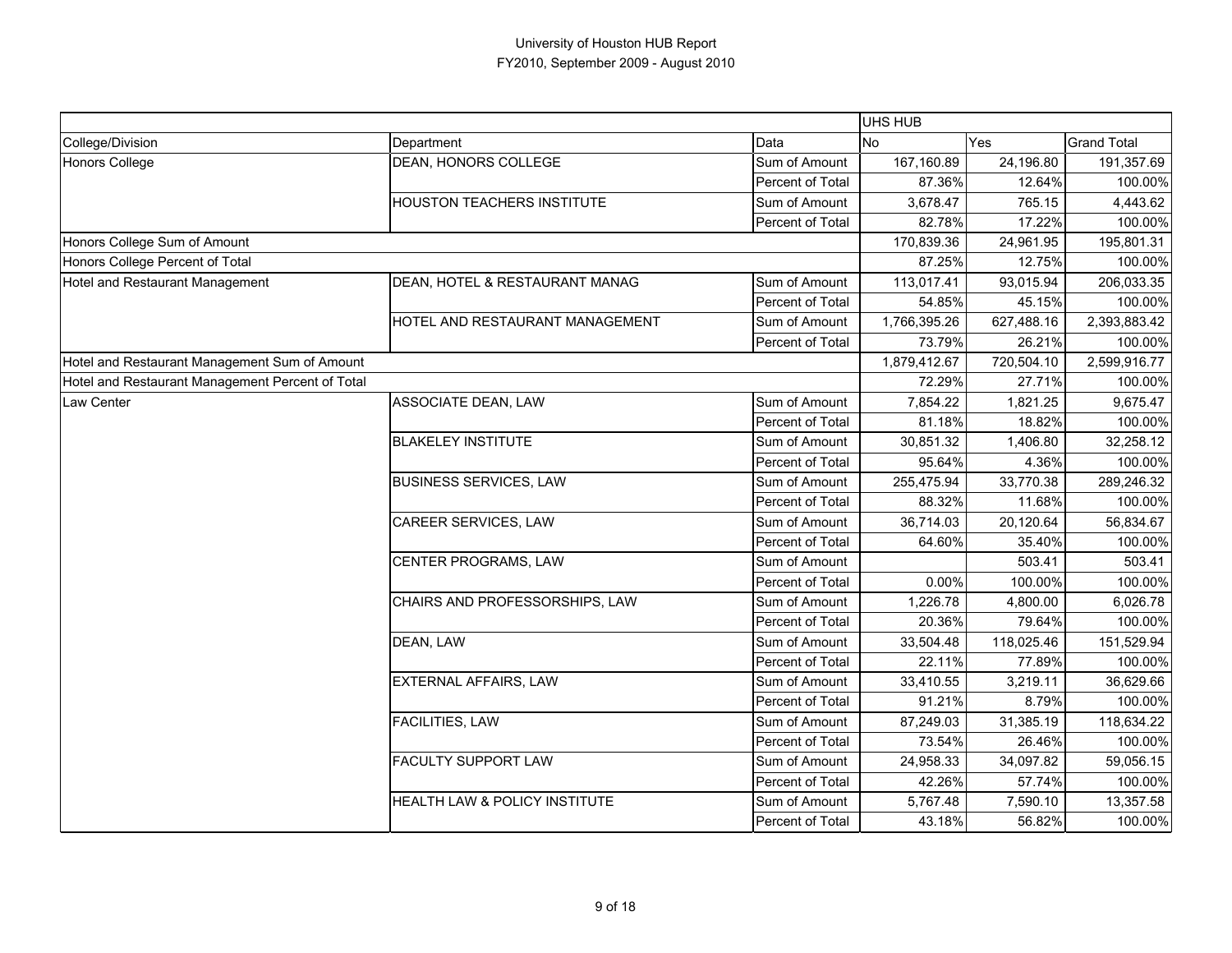University of Houston HUB Report
FY2010, September 2009 - August 2010

| | | | UHS HUB | | |
|---|---|---|---|---|---|
| College/Division | Department | Data | No | Yes | Grand Total |
| Honors College | DEAN, HONORS COLLEGE | Sum of Amount | 167,160.89 | 24,196.80 | 191,357.69 |
| | | Percent of Total | 87.36% | 12.64% | 100.00% |
| | HOUSTON TEACHERS INSTITUTE | Sum of Amount | 3,678.47 | 765.15 | 4,443.62 |
| | | Percent of Total | 82.78% | 17.22% | 100.00% |
| Honors College Sum of Amount | | | 170,839.36 | 24,961.95 | 195,801.31 |
| Honors College Percent of Total | | | 87.25% | 12.75% | 100.00% |
| Hotel and Restaurant Management | DEAN, HOTEL & RESTAURANT MANAG | Sum of Amount | 113,017.41 | 93,015.94 | 206,033.35 |
| | | Percent of Total | 54.85% | 45.15% | 100.00% |
| | HOTEL AND RESTAURANT MANAGEMENT | Sum of Amount | 1,766,395.26 | 627,488.16 | 2,393,883.42 |
| | | Percent of Total | 73.79% | 26.21% | 100.00% |
| Hotel and Restaurant Management Sum of Amount | | | 1,879,412.67 | 720,504.10 | 2,599,916.77 |
| Hotel and Restaurant Management Percent of Total | | | 72.29% | 27.71% | 100.00% |
| Law Center | ASSOCIATE DEAN, LAW | Sum of Amount | 7,854.22 | 1,821.25 | 9,675.47 |
| | | Percent of Total | 81.18% | 18.82% | 100.00% |
| | BLAKELEY INSTITUTE | Sum of Amount | 30,851.32 | 1,406.80 | 32,258.12 |
| | | Percent of Total | 95.64% | 4.36% | 100.00% |
| | BUSINESS SERVICES, LAW | Sum of Amount | 255,475.94 | 33,770.38 | 289,246.32 |
| | | Percent of Total | 88.32% | 11.68% | 100.00% |
| | CAREER SERVICES, LAW | Sum of Amount | 36,714.03 | 20,120.64 | 56,834.67 |
| | | Percent of Total | 64.60% | 35.40% | 100.00% |
| | CENTER PROGRAMS, LAW | Sum of Amount | | 503.41 | 503.41 |
| | | Percent of Total | 0.00% | 100.00% | 100.00% |
| | CHAIRS AND PROFESSORSHIPS, LAW | Sum of Amount | 1,226.78 | 4,800.00 | 6,026.78 |
| | | Percent of Total | 20.36% | 79.64% | 100.00% |
| | DEAN, LAW | Sum of Amount | 33,504.48 | 118,025.46 | 151,529.94 |
| | | Percent of Total | 22.11% | 77.89% | 100.00% |
| | EXTERNAL AFFAIRS, LAW | Sum of Amount | 33,410.55 | 3,219.11 | 36,629.66 |
| | | Percent of Total | 91.21% | 8.79% | 100.00% |
| | FACILITIES, LAW | Sum of Amount | 87,249.03 | 31,385.19 | 118,634.22 |
| | | Percent of Total | 73.54% | 26.46% | 100.00% |
| | FACULTY SUPPORT LAW | Sum of Amount | 24,958.33 | 34,097.82 | 59,056.15 |
| | | Percent of Total | 42.26% | 57.74% | 100.00% |
| | HEALTH LAW & POLICY INSTITUTE | Sum of Amount | 5,767.48 | 7,590.10 | 13,357.58 |
| | | Percent of Total | 43.18% | 56.82% | 100.00% |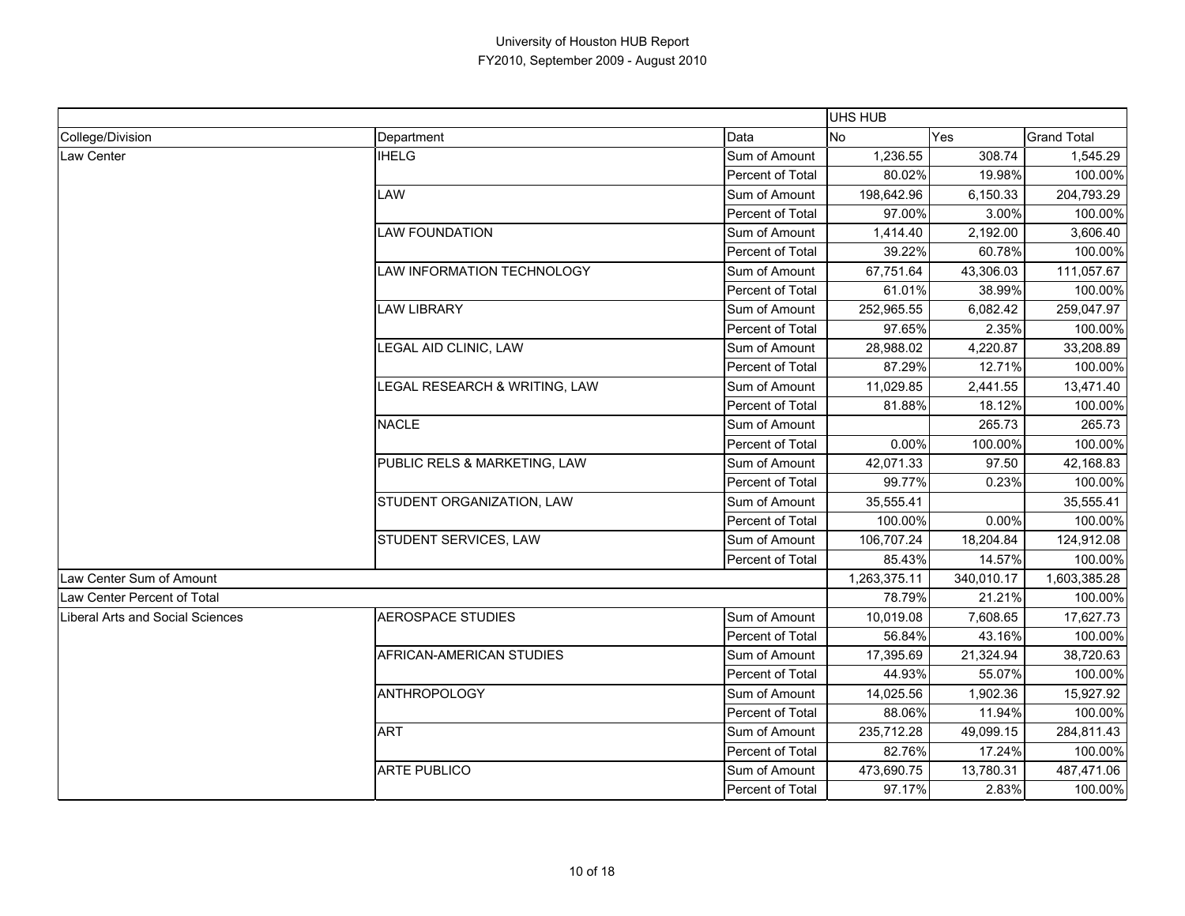# University of Houston HUB Report
## FY2010, September 2009 - August 2010

| | | | UHS HUB | | |
|---|---|---|---|---|---|
| College/Division | Department | Data | No | Yes | Grand Total |
| Law Center | IHELG | Sum of Amount | 1,236.55 | 308.74 | 1,545.29 |
| | | Percent of Total | 80.02% | 19.98% | 100.00% |
| | LAW | Sum of Amount | 198,642.96 | 6,150.33 | 204,793.29 |
| | | Percent of Total | 97.00% | 3.00% | 100.00% |
| | LAW FOUNDATION | Sum of Amount | 1,414.40 | 2,192.00 | 3,606.40 |
| | | Percent of Total | 39.22% | 60.78% | 100.00% |
| | LAW INFORMATION TECHNOLOGY | Sum of Amount | 67,751.64 | 43,306.03 | 111,057.67 |
| | | Percent of Total | 61.01% | 38.99% | 100.00% |
| | LAW LIBRARY | Sum of Amount | 252,965.55 | 6,082.42 | 259,047.97 |
| | | Percent of Total | 97.65% | 2.35% | 100.00% |
| | LEGAL AID CLINIC, LAW | Sum of Amount | 28,988.02 | 4,220.87 | 33,208.89 |
| | | Percent of Total | 87.29% | 12.71% | 100.00% |
| | LEGAL RESEARCH & WRITING, LAW | Sum of Amount | 11,029.85 | 2,441.55 | 13,471.40 |
| | | Percent of Total | 81.88% | 18.12% | 100.00% |
| | NACLE | Sum of Amount | | 265.73 | 265.73 |
| | | Percent of Total | 0.00% | 100.00% | 100.00% |
| | PUBLIC RELS & MARKETING, LAW | Sum of Amount | 42,071.33 | 97.50 | 42,168.83 |
| | | Percent of Total | 99.77% | 0.23% | 100.00% |
| | STUDENT ORGANIZATION, LAW | Sum of Amount | 35,555.41 | | 35,555.41 |
| | | Percent of Total | 100.00% | 0.00% | 100.00% |
| | STUDENT SERVICES, LAW | Sum of Amount | 106,707.24 | 18,204.84 | 124,912.08 |
| | | Percent of Total | 85.43% | 14.57% | 100.00% |
| Law Center Sum of Amount | | | 1,263,375.11 | 340,010.17 | 1,603,385.28 |
| Law Center Percent of Total | | | 78.79% | 21.21% | 100.00% |
| Liberal Arts and Social Sciences | AEROSPACE STUDIES | Sum of Amount | 10,019.08 | 7,608.65 | 17,627.73 |
| | | Percent of Total | 56.84% | 43.16% | 100.00% |
| | AFRICAN-AMERICAN STUDIES | Sum of Amount | 17,395.69 | 21,324.94 | 38,720.63 |
| | | Percent of Total | 44.93% | 55.07% | 100.00% |
| | ANTHROPOLOGY | Sum of Amount | 14,025.56 | 1,902.36 | 15,927.92 |
| | | Percent of Total | 88.06% | 11.94% | 100.00% |
| | ART | Sum of Amount | 235,712.28 | 49,099.15 | 284,811.43 |
| | | Percent of Total | 82.76% | 17.24% | 100.00% |
| | ARTE PUBLICO | Sum of Amount | 473,690.75 | 13,780.31 | 487,471.06 |
| | | Percent of Total | 97.17% | 2.83% | 100.00% |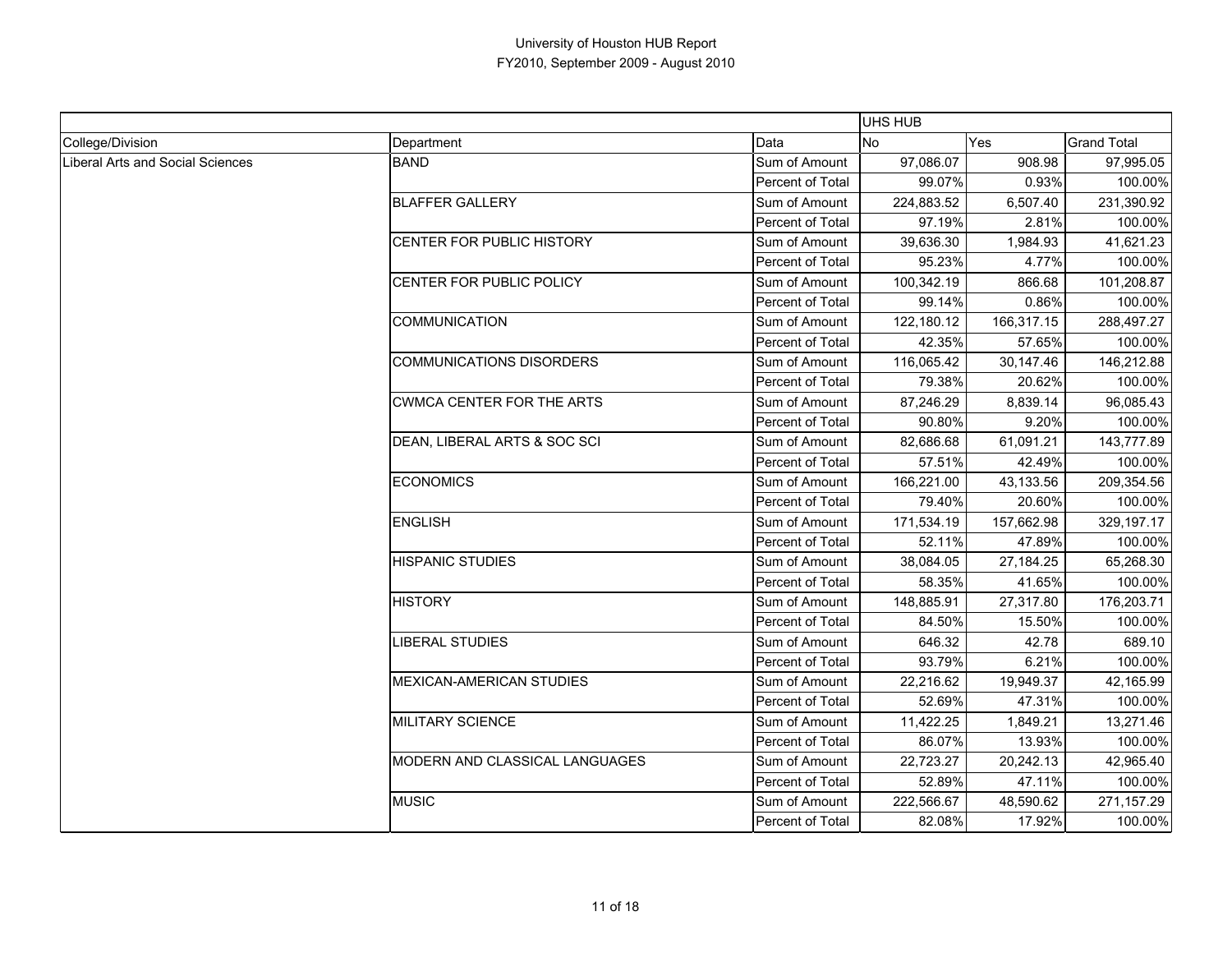# University of Houston HUB Report
## FY2010, September 2009 - August 2010

| | | | UHS HUB | | |
|---|---|---|---|---|---|
| College/Division | Department | Data | No | Yes | Grand Total |
| Liberal Arts and Social Sciences | BAND | Sum of Amount | 97,086.07 | 908.98 | 97,995.05 |
| | | Percent of Total | 99.07% | 0.93% | 100.00% |
| | BLAFFER GALLERY | Sum of Amount | 224,883.52 | 6,507.40 | 231,390.92 |
| | | Percent of Total | 97.19% | 2.81% | 100.00% |
| | CENTER FOR PUBLIC HISTORY | Sum of Amount | 39,636.30 | 1,984.93 | 41,621.23 |
| | | Percent of Total | 95.23% | 4.77% | 100.00% |
| | CENTER FOR PUBLIC POLICY | Sum of Amount | 100,342.19 | 866.68 | 101,208.87 |
| | | Percent of Total | 99.14% | 0.86% | 100.00% |
| | COMMUNICATION | Sum of Amount | 122,180.12 | 166,317.15 | 288,497.27 |
| | | Percent of Total | 42.35% | 57.65% | 100.00% |
| | COMMUNICATIONS DISORDERS | Sum of Amount | 116,065.42 | 30,147.46 | 146,212.88 |
| | | Percent of Total | 79.38% | 20.62% | 100.00% |
| | CWMCA CENTER FOR THE ARTS | Sum of Amount | 87,246.29 | 8,839.14 | 96,085.43 |
| | | Percent of Total | 90.80% | 9.20% | 100.00% |
| | DEAN, LIBERAL ARTS & SOC SCI | Sum of Amount | 82,686.68 | 61,091.21 | 143,777.89 |
| | | Percent of Total | 57.51% | 42.49% | 100.00% |
| | ECONOMICS | Sum of Amount | 166,221.00 | 43,133.56 | 209,354.56 |
| | | Percent of Total | 79.40% | 20.60% | 100.00% |
| | ENGLISH | Sum of Amount | 171,534.19 | 157,662.98 | 329,197.17 |
| | | Percent of Total | 52.11% | 47.89% | 100.00% |
| | HISPANIC STUDIES | Sum of Amount | 38,084.05 | 27,184.25 | 65,268.30 |
| | | Percent of Total | 58.35% | 41.65% | 100.00% |
| | HISTORY | Sum of Amount | 148,885.91 | 27,317.80 | 176,203.71 |
| | | Percent of Total | 84.50% | 15.50% | 100.00% |
| | LIBERAL STUDIES | Sum of Amount | 646.32 | 42.78 | 689.10 |
| | | Percent of Total | 93.79% | 6.21% | 100.00% |
| | MEXICAN-AMERICAN STUDIES | Sum of Amount | 22,216.62 | 19,949.37 | 42,165.99 |
| | | Percent of Total | 52.69% | 47.31% | 100.00% |
| | MILITARY SCIENCE | Sum of Amount | 11,422.25 | 1,849.21 | 13,271.46 |
| | | Percent of Total | 86.07% | 13.93% | 100.00% |
| | MODERN AND CLASSICAL LANGUAGES | Sum of Amount | 22,723.27 | 20,242.13 | 42,965.40 |
| | | Percent of Total | 52.89% | 47.11% | 100.00% |
| | MUSIC | Sum of Amount | 222,566.67 | 48,590.62 | 271,157.29 |
| | | Percent of Total | 82.08% | 17.92% | 100.00% |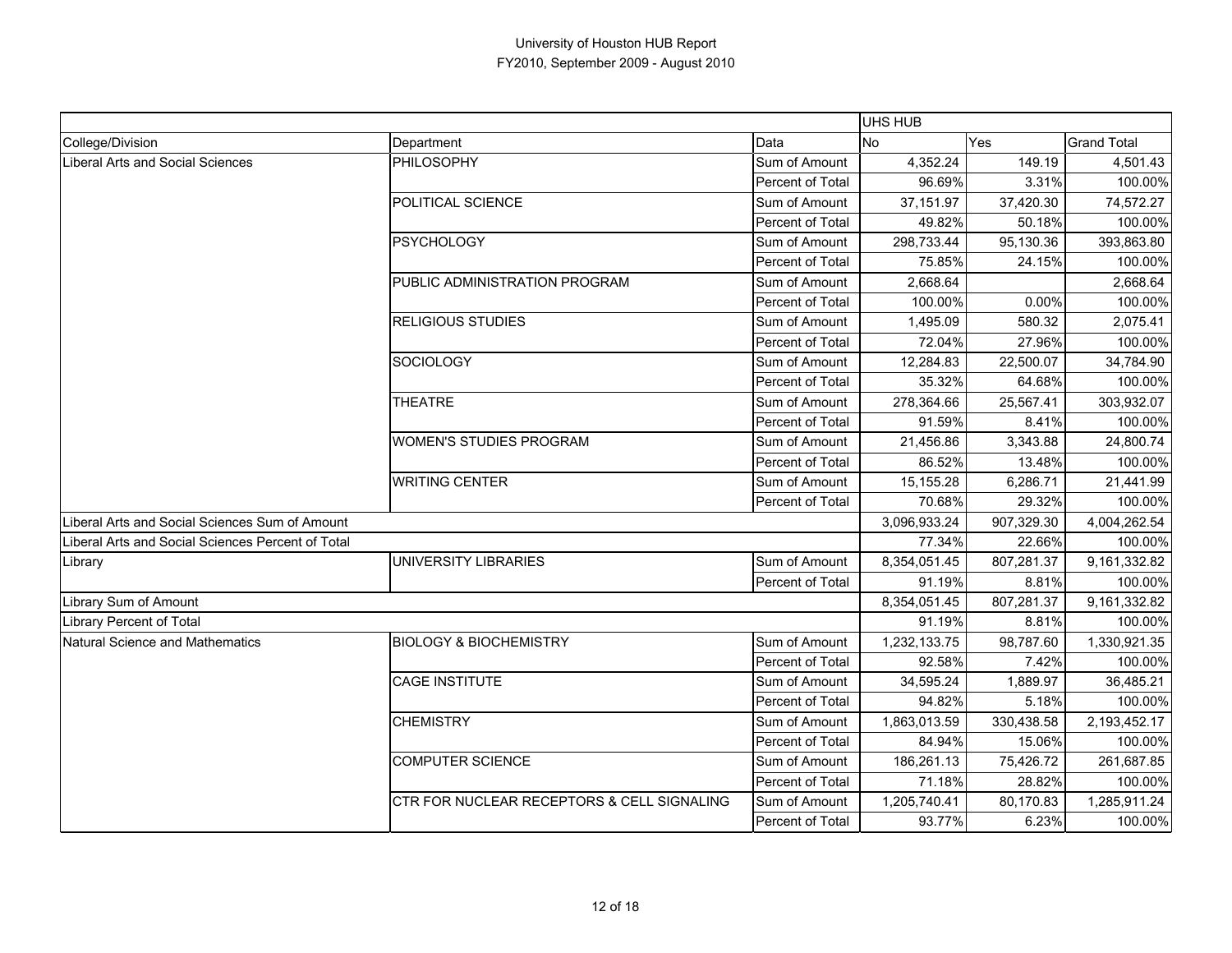University of Houston HUB Report
FY2010, September 2009 - August 2010

| | | | UHS HUB | | |
|---|---|---|---|---|---|
| College/Division | Department | Data | No | Yes | Grand Total |
| Liberal Arts and Social Sciences | PHILOSOPHY | Sum of Amount | 4,352.24 | 149.19 | 4,501.43 |
| | | Percent of Total | 96.69% | 3.31% | 100.00% |
| | POLITICAL SCIENCE | Sum of Amount | 37,151.97 | 37,420.30 | 74,572.27 |
| | | Percent of Total | 49.82% | 50.18% | 100.00% |
| | PSYCHOLOGY | Sum of Amount | 298,733.44 | 95,130.36 | 393,863.80 |
| | | Percent of Total | 75.85% | 24.15% | 100.00% |
| | PUBLIC ADMINISTRATION PROGRAM | Sum of Amount | 2,668.64 | | 2,668.64 |
| | | Percent of Total | 100.00% | 0.00% | 100.00% |
| | RELIGIOUS STUDIES | Sum of Amount | 1,495.09 | 580.32 | 2,075.41 |
| | | Percent of Total | 72.04% | 27.96% | 100.00% |
| | SOCIOLOGY | Sum of Amount | 12,284.83 | 22,500.07 | 34,784.90 |
| | | Percent of Total | 35.32% | 64.68% | 100.00% |
| | THEATRE | Sum of Amount | 278,364.66 | 25,567.41 | 303,932.07 |
| | | Percent of Total | 91.59% | 8.41% | 100.00% |
| | WOMEN'S STUDIES PROGRAM | Sum of Amount | 21,456.86 | 3,343.88 | 24,800.74 |
| | | Percent of Total | 86.52% | 13.48% | 100.00% |
| | WRITING CENTER | Sum of Amount | 15,155.28 | 6,286.71 | 21,441.99 |
| | | Percent of Total | 70.68% | 29.32% | 100.00% |
| Liberal Arts and Social Sciences Sum of Amount | | | 3,096,933.24 | 907,329.30 | 4,004,262.54 |
| Liberal Arts and Social Sciences Percent of Total | | | 77.34% | 22.66% | 100.00% |
| Library | UNIVERSITY LIBRARIES | Sum of Amount | 8,354,051.45 | 807,281.37 | 9,161,332.82 |
| | | Percent of Total | 91.19% | 8.81% | 100.00% |
| Library Sum of Amount | | | 8,354,051.45 | 807,281.37 | 9,161,332.82 |
| Library Percent of Total | | | 91.19% | 8.81% | 100.00% |
| Natural Science and Mathematics | BIOLOGY & BIOCHEMISTRY | Sum of Amount | 1,232,133.75 | 98,787.60 | 1,330,921.35 |
| | | Percent of Total | 92.58% | 7.42% | 100.00% |
| | CAGE INSTITUTE | Sum of Amount | 34,595.24 | 1,889.97 | 36,485.21 |
| | | Percent of Total | 94.82% | 5.18% | 100.00% |
| | CHEMISTRY | Sum of Amount | 1,863,013.59 | 330,438.58 | 2,193,452.17 |
| | | Percent of Total | 84.94% | 15.06% | 100.00% |
| | COMPUTER SCIENCE | Sum of Amount | 186,261.13 | 75,426.72 | 261,687.85 |
| | | Percent of Total | 71.18% | 28.82% | 100.00% |
| | CTR FOR NUCLEAR RECEPTORS & CELL SIGNALING | Sum of Amount | 1,205,740.41 | 80,170.83 | 1,285,911.24 |
| | | Percent of Total | 93.77% | 6.23% | 100.00% |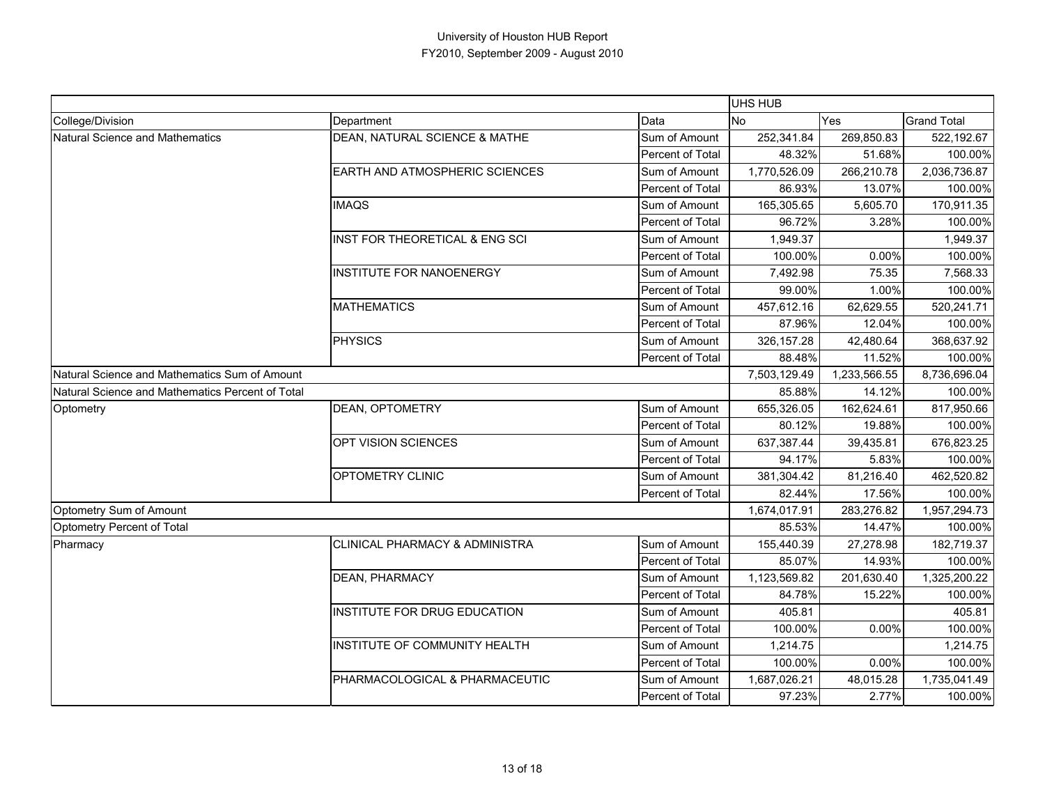University of Houston HUB Report
FY2010, September 2009 - August 2010

| | | | UHS HUB | | |
|---|---|---|---|---|---|
| College/Division | Department | Data | No | Yes | Grand Total |
| Natural Science and Mathematics | DEAN, NATURAL SCIENCE & MATHE | Sum of Amount | 252,341.84 | 269,850.83 | 522,192.67 |
| | | Percent of Total | 48.32% | 51.68% | 100.00% |
| | EARTH AND ATMOSPHERIC SCIENCES | Sum of Amount | 1,770,526.09 | 266,210.78 | 2,036,736.87 |
| | | Percent of Total | 86.93% | 13.07% | 100.00% |
| | IMAQS | Sum of Amount | 165,305.65 | 5,605.70 | 170,911.35 |
| | | Percent of Total | 96.72% | 3.28% | 100.00% |
| | INST FOR THEORETICAL & ENG SCI | Sum of Amount | 1,949.37 | | 1,949.37 |
| | | Percent of Total | 100.00% | 0.00% | 100.00% |
| | INSTITUTE FOR NANOENERGY | Sum of Amount | 7,492.98 | 75.35 | 7,568.33 |
| | | Percent of Total | 99.00% | 1.00% | 100.00% |
| | MATHEMATICS | Sum of Amount | 457,612.16 | 62,629.55 | 520,241.71 |
| | | Percent of Total | 87.96% | 12.04% | 100.00% |
| | PHYSICS | Sum of Amount | 326,157.28 | 42,480.64 | 368,637.92 |
| | | Percent of Total | 88.48% | 11.52% | 100.00% |
| Natural Science and Mathematics Sum of Amount | | | 7,503,129.49 | 1,233,566.55 | 8,736,696.04 |
| Natural Science and Mathematics Percent of Total | | | 85.88% | 14.12% | 100.00% |
| Optometry | DEAN, OPTOMETRY | Sum of Amount | 655,326.05 | 162,624.61 | 817,950.66 |
| | | Percent of Total | 80.12% | 19.88% | 100.00% |
| | OPT VISION SCIENCES | Sum of Amount | 637,387.44 | 39,435.81 | 676,823.25 |
| | | Percent of Total | 94.17% | 5.83% | 100.00% |
| | OPTOMETRY CLINIC | Sum of Amount | 381,304.42 | 81,216.40 | 462,520.82 |
| | | Percent of Total | 82.44% | 17.56% | 100.00% |
| Optometry Sum of Amount | | | 1,674,017.91 | 283,276.82 | 1,957,294.73 |
| Optometry Percent of Total | | | 85.53% | 14.47% | 100.00% |
| Pharmacy | CLINICAL PHARMACY & ADMINISTRA | Sum of Amount | 155,440.39 | 27,278.98 | 182,719.37 |
| | | Percent of Total | 85.07% | 14.93% | 100.00% |
| | DEAN, PHARMACY | Sum of Amount | 1,123,569.82 | 201,630.40 | 1,325,200.22 |
| | | Percent of Total | 84.78% | 15.22% | 100.00% |
| | INSTITUTE FOR DRUG EDUCATION | Sum of Amount | 405.81 | | 405.81 |
| | | Percent of Total | 100.00% | 0.00% | 100.00% |
| | INSTITUTE OF COMMUNITY HEALTH | Sum of Amount | 1,214.75 | | 1,214.75 |
| | | Percent of Total | 100.00% | 0.00% | 100.00% |
| | PHARMACOLOGICAL & PHARMACEUTIC | Sum of Amount | 1,687,026.21 | 48,015.28 | 1,735,041.49 |
| | | Percent of Total | 97.23% | 2.77% | 100.00% |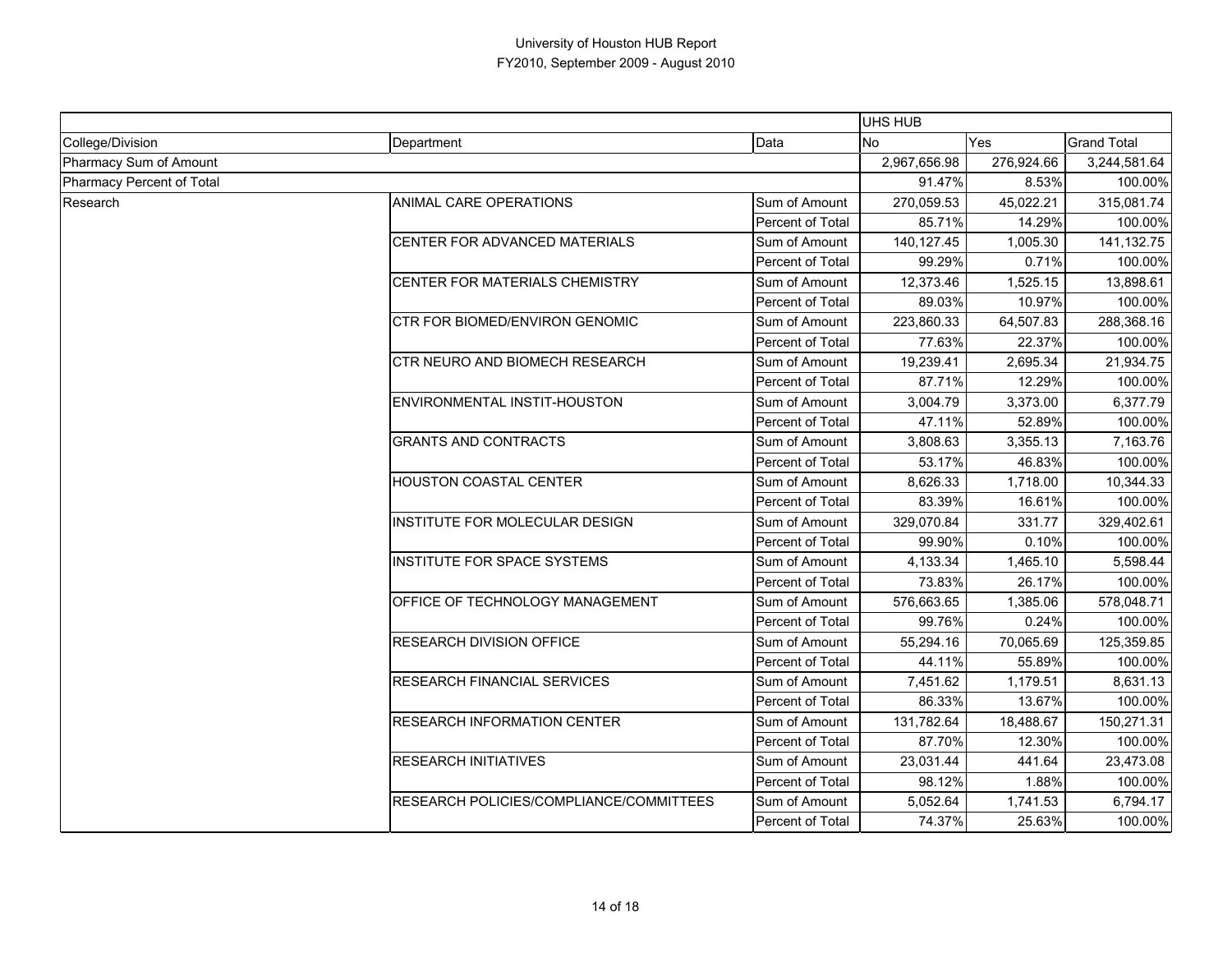# University of Houston HUB Report
## FY2010, September 2009 - August 2010

| | | | UHS HUB | | |
|---|---|---|---|---|---|
| College/Division | Department | Data | No | Yes | Grand Total |
| Pharmacy Sum of Amount | | | 2,967,656.98 | 276,924.66 | 3,244,581.64 |
| Pharmacy Percent of Total | | | 91.47% | 8.53% | 100.00% |
| Research | ANIMAL CARE OPERATIONS | Sum of Amount | 270,059.53 | 45,022.21 | 315,081.74 |
| | | Percent of Total | 85.71% | 14.29% | 100.00% |
| | CENTER FOR ADVANCED MATERIALS | Sum of Amount | 140,127.45 | 1,005.30 | 141,132.75 |
| | | Percent of Total | 99.29% | 0.71% | 100.00% |
| | CENTER FOR MATERIALS CHEMISTRY | Sum of Amount | 12,373.46 | 1,525.15 | 13,898.61 |
| | | Percent of Total | 89.03% | 10.97% | 100.00% |
| | CTR FOR BIOMED/ENVIRON GENOMIC | Sum of Amount | 223,860.33 | 64,507.83 | 288,368.16 |
| | | Percent of Total | 77.63% | 22.37% | 100.00% |
| | CTR NEURO AND BIOMECH RESEARCH | Sum of Amount | 19,239.41 | 2,695.34 | 21,934.75 |
| | | Percent of Total | 87.71% | 12.29% | 100.00% |
| | ENVIRONMENTAL INSTIT-HOUSTON | Sum of Amount | 3,004.79 | 3,373.00 | 6,377.79 |
| | | Percent of Total | 47.11% | 52.89% | 100.00% |
| | GRANTS AND CONTRACTS | Sum of Amount | 3,808.63 | 3,355.13 | 7,163.76 |
| | | Percent of Total | 53.17% | 46.83% | 100.00% |
| | HOUSTON COASTAL CENTER | Sum of Amount | 8,626.33 | 1,718.00 | 10,344.33 |
| | | Percent of Total | 83.39% | 16.61% | 100.00% |
| | INSTITUTE FOR MOLECULAR DESIGN | Sum of Amount | 329,070.84 | 331.77 | 329,402.61 |
| | | Percent of Total | 99.90% | 0.10% | 100.00% |
| | INSTITUTE FOR SPACE SYSTEMS | Sum of Amount | 4,133.34 | 1,465.10 | 5,598.44 |
| | | Percent of Total | 73.83% | 26.17% | 100.00% |
| | OFFICE OF TECHNOLOGY MANAGEMENT | Sum of Amount | 576,663.65 | 1,385.06 | 578,048.71 |
| | | Percent of Total | 99.76% | 0.24% | 100.00% |
| | RESEARCH DIVISION OFFICE | Sum of Amount | 55,294.16 | 70,065.69 | 125,359.85 |
| | | Percent of Total | 44.11% | 55.89% | 100.00% |
| | RESEARCH FINANCIAL SERVICES | Sum of Amount | 7,451.62 | 1,179.51 | 8,631.13 |
| | | Percent of Total | 86.33% | 13.67% | 100.00% |
| | RESEARCH INFORMATION CENTER | Sum of Amount | 131,782.64 | 18,488.67 | 150,271.31 |
| | | Percent of Total | 87.70% | 12.30% | 100.00% |
| | RESEARCH INITIATIVES | Sum of Amount | 23,031.44 | 441.64 | 23,473.08 |
| | | Percent of Total | 98.12% | 1.88% | 100.00% |
| | RESEARCH POLICIES/COMPLIANCE/COMMITTEES | Sum of Amount | 5,052.64 | 1,741.53 | 6,794.17 |
| | | Percent of Total | 74.37% | 25.63% | 100.00% |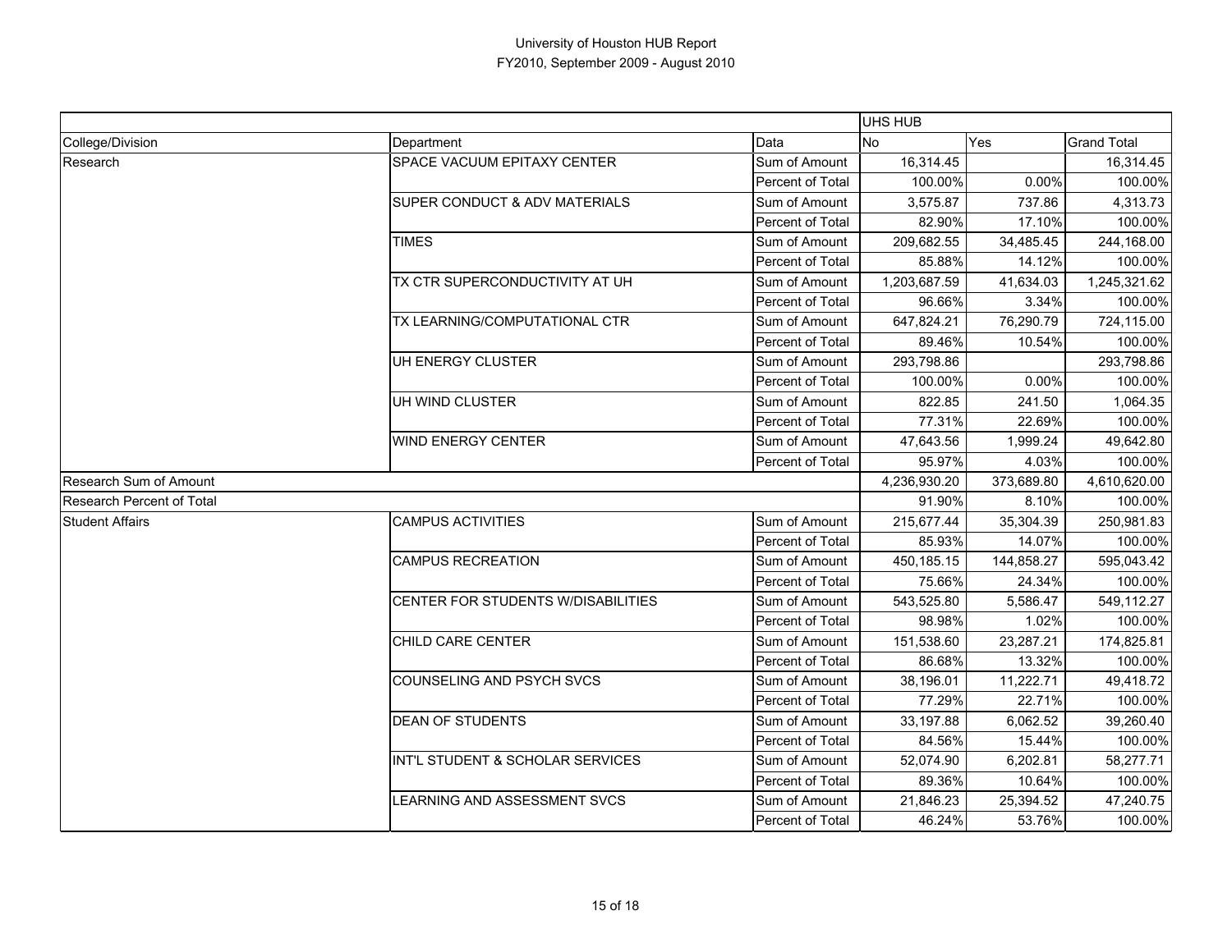University of Houston HUB Report
FY2010, September 2009 - August 2010

| | | | UHS HUB | | |
|---|---|---|---|---|---|
| College/Division | Department | Data | No | Yes | Grand Total |
| Research | SPACE VACUUM EPITAXY CENTER | Sum of Amount | 16,314.45 | | 16,314.45 |
| | | Percent of Total | 100.00% | 0.00% | 100.00% |
| | SUPER CONDUCT & ADV MATERIALS | Sum of Amount | 3,575.87 | 737.86 | 4,313.73 |
| | | Percent of Total | 82.90% | 17.10% | 100.00% |
| | TIMES | Sum of Amount | 209,682.55 | 34,485.45 | 244,168.00 |
| | | Percent of Total | 85.88% | 14.12% | 100.00% |
| | TX CTR SUPERCONDUCTIVITY AT UH | Sum of Amount | 1,203,687.59 | 41,634.03 | 1,245,321.62 |
| | | Percent of Total | 96.66% | 3.34% | 100.00% |
| | TX LEARNING/COMPUTATIONAL CTR | Sum of Amount | 647,824.21 | 76,290.79 | 724,115.00 |
| | | Percent of Total | 89.46% | 10.54% | 100.00% |
| | UH ENERGY CLUSTER | Sum of Amount | 293,798.86 | | 293,798.86 |
| | | Percent of Total | 100.00% | 0.00% | 100.00% |
| | UH WIND CLUSTER | Sum of Amount | 822.85 | 241.50 | 1,064.35 |
| | | Percent of Total | 77.31% | 22.69% | 100.00% |
| | WIND ENERGY CENTER | Sum of Amount | 47,643.56 | 1,999.24 | 49,642.80 |
| | | Percent of Total | 95.97% | 4.03% | 100.00% |
| Research Sum of Amount | | | 4,236,930.20 | 373,689.80 | 4,610,620.00 |
| Research Percent of Total | | | 91.90% | 8.10% | 100.00% |
| Student Affairs | CAMPUS ACTIVITIES | Sum of Amount | 215,677.44 | 35,304.39 | 250,981.83 |
| | | Percent of Total | 85.93% | 14.07% | 100.00% |
| | CAMPUS RECREATION | Sum of Amount | 450,185.15 | 144,858.27 | 595,043.42 |
| | | Percent of Total | 75.66% | 24.34% | 100.00% |
| | CENTER FOR STUDENTS W/DISABILITIES | Sum of Amount | 543,525.80 | 5,586.47 | 549,112.27 |
| | | Percent of Total | 98.98% | 1.02% | 100.00% |
| | CHILD CARE CENTER | Sum of Amount | 151,538.60 | 23,287.21 | 174,825.81 |
| | | Percent of Total | 86.68% | 13.32% | 100.00% |
| | COUNSELING AND PSYCH SVCS | Sum of Amount | 38,196.01 | 11,222.71 | 49,418.72 |
| | | Percent of Total | 77.29% | 22.71% | 100.00% |
| | DEAN OF STUDENTS | Sum of Amount | 33,197.88 | 6,062.52 | 39,260.40 |
| | | Percent of Total | 84.56% | 15.44% | 100.00% |
| | INT'L STUDENT & SCHOLAR SERVICES | Sum of Amount | 52,074.90 | 6,202.81 | 58,277.71 |
| | | Percent of Total | 89.36% | 10.64% | 100.00% |
| | LEARNING AND ASSESSMENT SVCS | Sum of Amount | 21,846.23 | 25,394.52 | 47,240.75 |
| | | Percent of Total | 46.24% | 53.76% | 100.00% |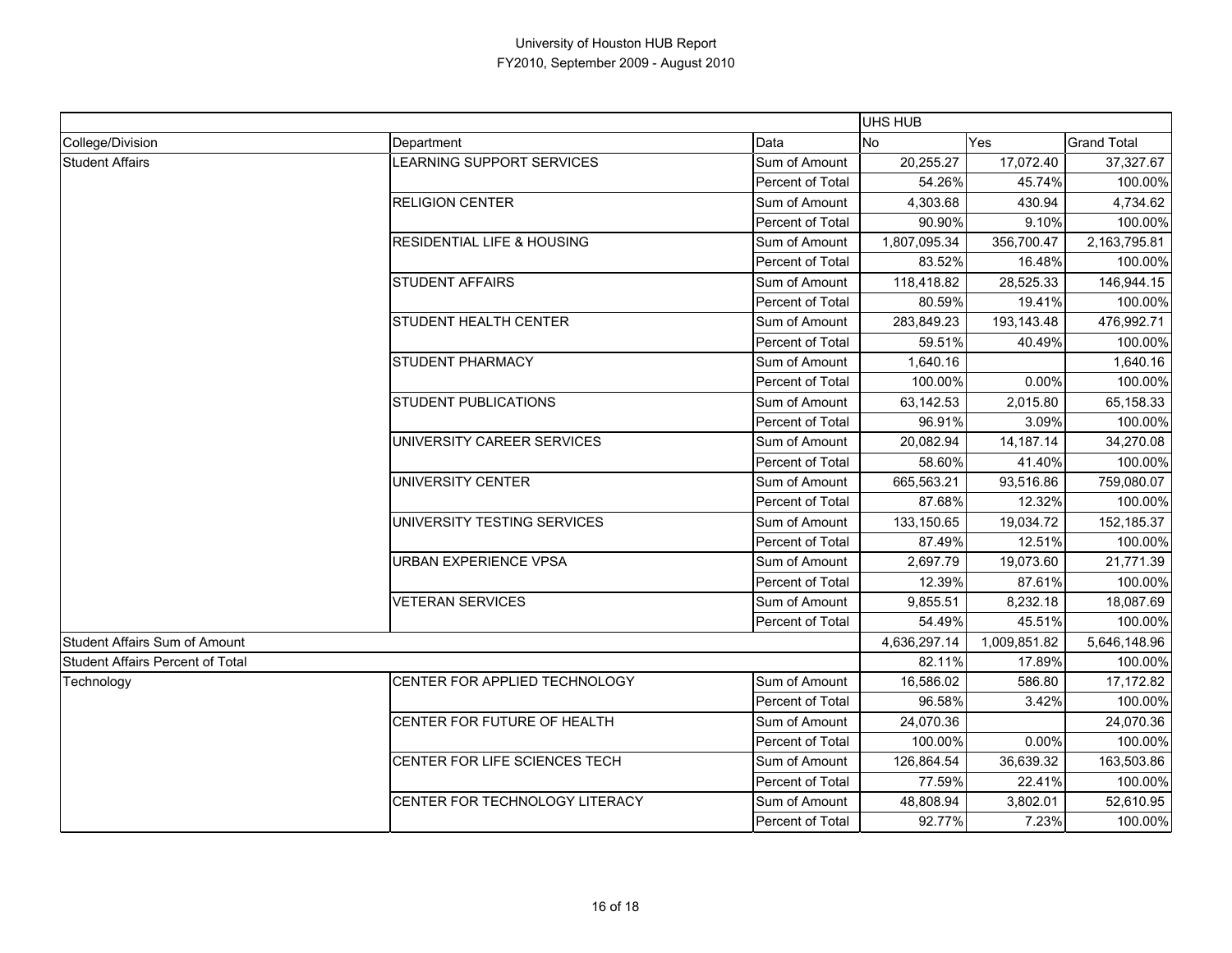# University of Houston HUB Report

## FY2010, September 2009 - August 2010

| | | | UHS HUB | | |
|---|---|---|---|---|---|
| College/Division | Department | Data | No | Yes | Grand Total |
| Student Affairs | LEARNING SUPPORT SERVICES | Sum of Amount | 20,255.27 | 17,072.40 | 37,327.67 |
| | | Percent of Total | 54.26% | 45.74% | 100.00% |
| | RELIGION CENTER | Sum of Amount | 4,303.68 | 430.94 | 4,734.62 |
| | | Percent of Total | 90.90% | 9.10% | 100.00% |
| | RESIDENTIAL LIFE & HOUSING | Sum of Amount | 1,807,095.34 | 356,700.47 | 2,163,795.81 |
| | | Percent of Total | 83.52% | 16.48% | 100.00% |
| | STUDENT AFFAIRS | Sum of Amount | 118,418.82 | 28,525.33 | 146,944.15 |
| | | Percent of Total | 80.59% | 19.41% | 100.00% |
| | STUDENT HEALTH CENTER | Sum of Amount | 283,849.23 | 193,143.48 | 476,992.71 |
| | | Percent of Total | 59.51% | 40.49% | 100.00% |
| | STUDENT PHARMACY | Sum of Amount | 1,640.16 | | 1,640.16 |
| | | Percent of Total | 100.00% | 0.00% | 100.00% |
| | STUDENT PUBLICATIONS | Sum of Amount | 63,142.53 | 2,015.80 | 65,158.33 |
| | | Percent of Total | 96.91% | 3.09% | 100.00% |
| | UNIVERSITY CAREER SERVICES | Sum of Amount | 20,082.94 | 14,187.14 | 34,270.08 |
| | | Percent of Total | 58.60% | 41.40% | 100.00% |
| | UNIVERSITY CENTER | Sum of Amount | 665,563.21 | 93,516.86 | 759,080.07 |
| | | Percent of Total | 87.68% | 12.32% | 100.00% |
| | UNIVERSITY TESTING SERVICES | Sum of Amount | 133,150.65 | 19,034.72 | 152,185.37 |
| | | Percent of Total | 87.49% | 12.51% | 100.00% |
| | URBAN EXPERIENCE VPSA | Sum of Amount | 2,697.79 | 19,073.60 | 21,771.39 |
| | | Percent of Total | 12.39% | 87.61% | 100.00% |
| | VETERAN SERVICES | Sum of Amount | 9,855.51 | 8,232.18 | 18,087.69 |
| | | Percent of Total | 54.49% | 45.51% | 100.00% |
| Student Affairs Sum of Amount | | | 4,636,297.14 | 1,009,851.82 | 5,646,148.96 |
| Student Affairs Percent of Total | | | 82.11% | 17.89% | 100.00% |
| Technology | CENTER FOR APPLIED TECHNOLOGY | Sum of Amount | 16,586.02 | 586.80 | 17,172.82 |
| | | Percent of Total | 96.58% | 3.42% | 100.00% |
| | CENTER FOR FUTURE OF HEALTH | Sum of Amount | 24,070.36 | | 24,070.36 |
| | | Percent of Total | 100.00% | 0.00% | 100.00% |
| | CENTER FOR LIFE SCIENCES TECH | Sum of Amount | 126,864.54 | 36,639.32 | 163,503.86 |
| | | Percent of Total | 77.59% | 22.41% | 100.00% |
| | CENTER FOR TECHNOLOGY LITERACY | Sum of Amount | 48,808.94 | 3,802.01 | 52,610.95 |
| | | Percent of Total | 92.77% | 7.23% | 100.00% |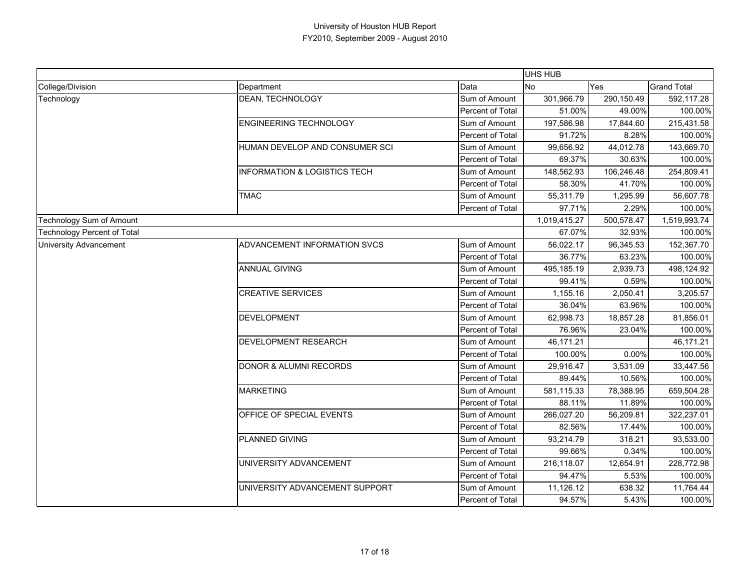# University of Houston HUB Report

## FY2010, September 2009 - August 2010

| | | | UHS HUB | | |
|---|---|---|---|---|---|
| College/Division | Department | Data | No | Yes | Grand Total |
| Technology | DEAN, TECHNOLOGY | Sum of Amount | 301,966.79 | 290,150.49 | 592,117.28 |
| | | Percent of Total | 51.00% | 49.00% | 100.00% |
| | ENGINEERING TECHNOLOGY | Sum of Amount | 197,586.98 | 17,844.60 | 215,431.58 |
| | | Percent of Total | 91.72% | 8.28% | 100.00% |
| | HUMAN DEVELOP AND CONSUMER SCI | Sum of Amount | 99,656.92 | 44,012.78 | 143,669.70 |
| | | Percent of Total | 69.37% | 30.63% | 100.00% |
| | INFORMATION & LOGISTICS TECH | Sum of Amount | 148,562.93 | 106,246.48 | 254,809.41 |
| | | Percent of Total | 58.30% | 41.70% | 100.00% |
| | TMAC | Sum of Amount | 55,311.79 | 1,295.99 | 56,607.78 |
| | | Percent of Total | 97.71% | 2.29% | 100.00% |
| Technology Sum of Amount | | | 1,019,415.27 | 500,578.47 | 1,519,993.74 |
| Technology Percent of Total | | | 67.07% | 32.93% | 100.00% |
| University Advancement | ADVANCEMENT INFORMATION SVCS | Sum of Amount | 56,022.17 | 96,345.53 | 152,367.70 |
| | | Percent of Total | 36.77% | 63.23% | 100.00% |
| | ANNUAL GIVING | Sum of Amount | 495,185.19 | 2,939.73 | 498,124.92 |
| | | Percent of Total | 99.41% | 0.59% | 100.00% |
| | CREATIVE SERVICES | Sum of Amount | 1,155.16 | 2,050.41 | 3,205.57 |
| | | Percent of Total | 36.04% | 63.96% | 100.00% |
| | DEVELOPMENT | Sum of Amount | 62,998.73 | 18,857.28 | 81,856.01 |
| | | Percent of Total | 76.96% | 23.04% | 100.00% |
| | DEVELOPMENT RESEARCH | Sum of Amount | 46,171.21 | | 46,171.21 |
| | | Percent of Total | 100.00% | 0.00% | 100.00% |
| | DONOR & ALUMNI RECORDS | Sum of Amount | 29,916.47 | 3,531.09 | 33,447.56 |
| | | Percent of Total | 89.44% | 10.56% | 100.00% |
| | MARKETING | Sum of Amount | 581,115.33 | 78,388.95 | 659,504.28 |
| | | Percent of Total | 88.11% | 11.89% | 100.00% |
| | OFFICE OF SPECIAL EVENTS | Sum of Amount | 266,027.20 | 56,209.81 | 322,237.01 |
| | | Percent of Total | 82.56% | 17.44% | 100.00% |
| | PLANNED GIVING | Sum of Amount | 93,214.79 | 318.21 | 93,533.00 |
| | | Percent of Total | 99.66% | 0.34% | 100.00% |
| | UNIVERSITY ADVANCEMENT | Sum of Amount | 216,118.07 | 12,654.91 | 228,772.98 |
| | | Percent of Total | 94.47% | 5.53% | 100.00% |
| | UNIVERSITY ADVANCEMENT SUPPORT | Sum of Amount | 11,126.12 | 638.32 | 11,764.44 |
| | | Percent of Total | 94.57% | 5.43% | 100.00% |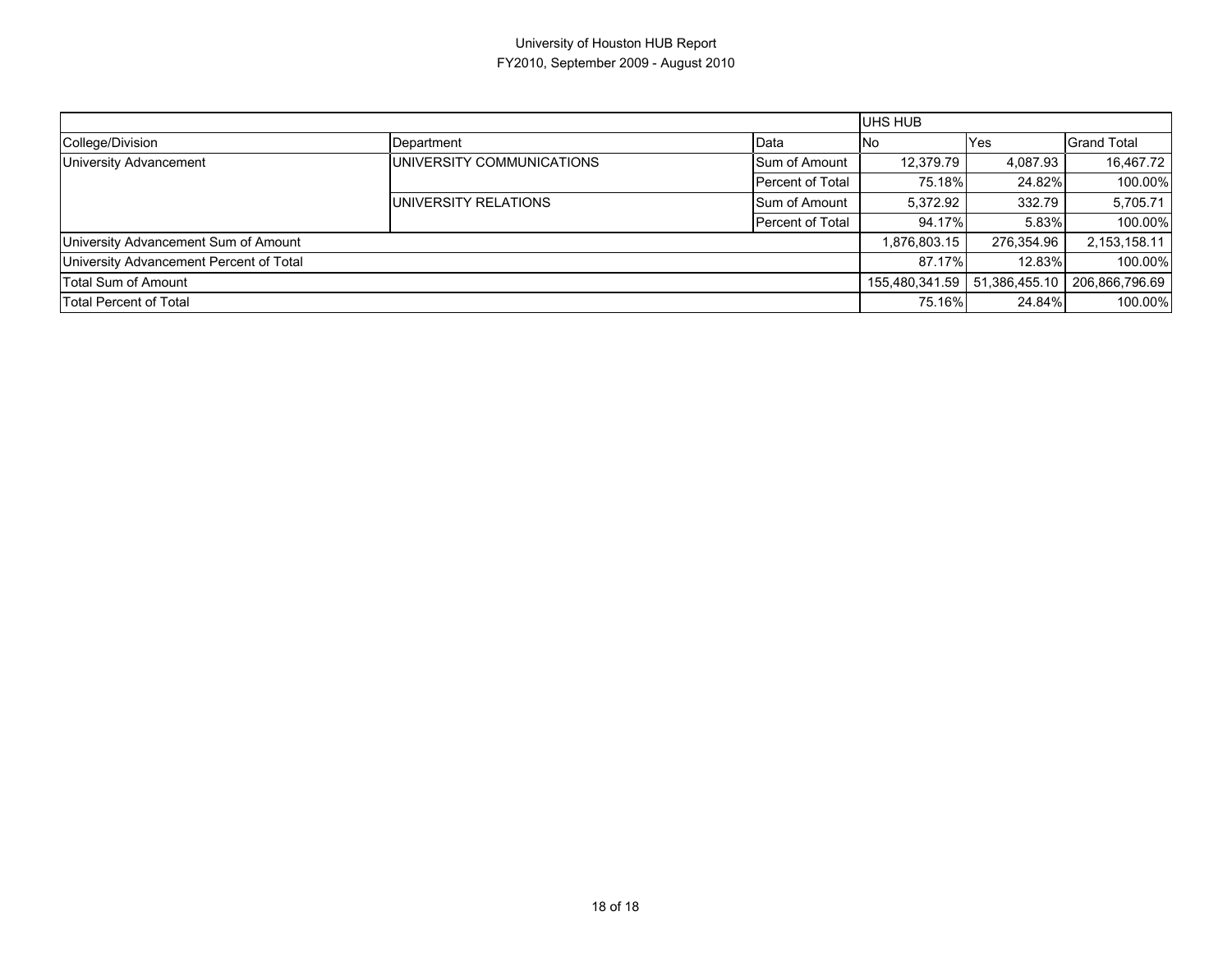University of Houston HUB Report
FY2010, September 2009 - August 2010

| | | | UHS HUB | | |
|---|---|---|---|---|---|
| College/Division | Department | Data | No | Yes | Grand Total |
| University Advancement | UNIVERSITY COMMUNICATIONS | Sum of Amount | 12,379.79 | 4,087.93 | 16,467.72 |
| | | Percent of Total | 75.18% | 24.82% | 100.00% |
| | UNIVERSITY RELATIONS | Sum of Amount | 5,372.92 | 332.79 | 5,705.71 |
| | | Percent of Total | 94.17% | 5.83% | 100.00% |
| University Advancement Sum of Amount | | | 1,876,803.15 | 276,354.96 | 2,153,158.11 |
| University Advancement Percent of Total | | | 87.17% | 12.83% | 100.00% |
| Total Sum of Amount | | | 155,480,341.59 | 51,386,455.10 | 206,866,796.69 |
| Total Percent of Total | | | 75.16% | 24.84% | 100.00% |